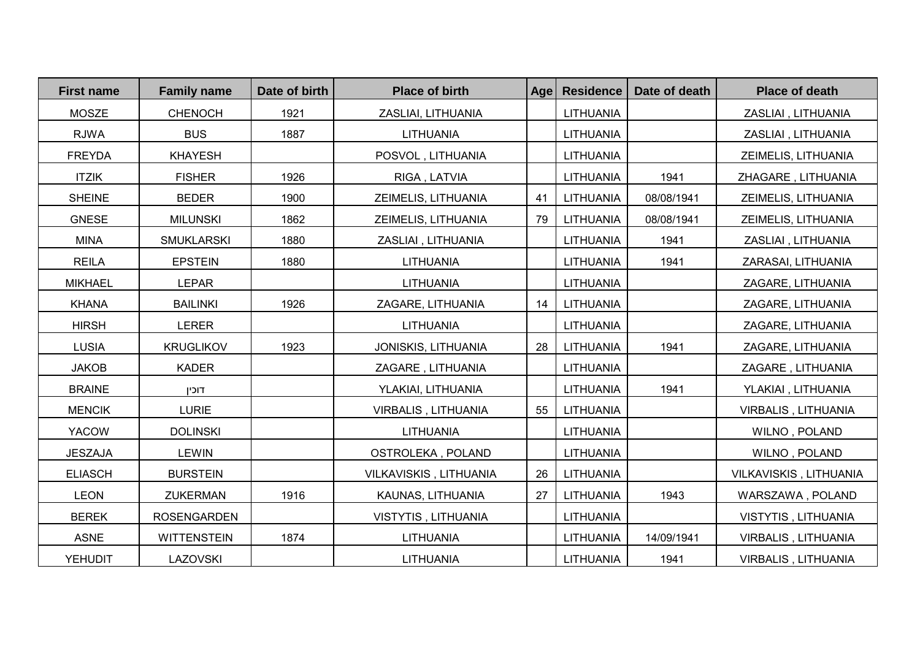| First name | Family name | Date of birth | Place of birth | Age | Residence | Date of death | Place of death |
|---|---|---|---|---|---|---|---|
| MOSZE | CHENOCH | 1921 | ZASLIAI, LITHUANIA | | LITHUANIA | | ZASLIAI , LITHUANIA |
| RJWA | BUS | 1887 | LITHUANIA | | LITHUANIA | | ZASLIAI , LITHUANIA |
| FREYDA | KHAYESH | | POSVOL , LITHUANIA | | LITHUANIA | | ZEIMELIS, LITHUANIA |
| ITZIK | FISHER | 1926 | RIGA , LATVIA | | LITHUANIA | 1941 | ZHAGARE , LITHUANIA |
| SHEINE | BEDER | 1900 | ZEIMELIS, LITHUANIA | 41 | LITHUANIA | 08/08/1941 | ZEIMELIS, LITHUANIA |
| GNESE | MILUNSKI | 1862 | ZEIMELIS, LITHUANIA | 79 | LITHUANIA | 08/08/1941 | ZEIMELIS, LITHUANIA |
| MINA | SMUKLARSKI | 1880 | ZASLIAI , LITHUANIA | | LITHUANIA | 1941 | ZASLIAI , LITHUANIA |
| REILA | EPSTEIN | 1880 | LITHUANIA | | LITHUANIA | 1941 | ZARASAI, LITHUANIA |
| MIKHAEL | LEPAR | | LITHUANIA | | LITHUANIA | | ZAGARE, LITHUANIA |
| KHANA | BAILINKI | 1926 | ZAGARE, LITHUANIA | 14 | LITHUANIA | | ZAGARE, LITHUANIA |
| HIRSH | LERER | | LITHUANIA | | LITHUANIA | | ZAGARE, LITHUANIA |
| LUSIA | KRUGLIKOV | 1923 | JONISKIS, LITHUANIA | 28 | LITHUANIA | 1941 | ZAGARE, LITHUANIA |
| JAKOB | KADER | | ZAGARE , LITHUANIA | | LITHUANIA | | ZAGARE , LITHUANIA |
| BRAINE | דוכין | | YLAKIAI, LITHUANIA | | LITHUANIA | 1941 | YLAKIAI , LITHUANIA |
| MENCIK | LURIE | | VIRBALIS , LITHUANIA | 55 | LITHUANIA | | VIRBALIS , LITHUANIA |
| YACOW | DOLINSKI | | LITHUANIA | | LITHUANIA | | WILNO , POLAND |
| JESZAJA | LEWIN | | OSTROLEKA , POLAND | | LITHUANIA | | WILNO , POLAND |
| ELIASCH | BURSTEIN | | VILKAVISKIS , LITHUANIA | 26 | LITHUANIA | | VILKAVISKIS , LITHUANIA |
| LEON | ZUKERMAN | 1916 | KAUNAS, LITHUANIA | 27 | LITHUANIA | 1943 | WARSZAWA , POLAND |
| BEREK | ROSENGARDEN | | VISTYTIS , LITHUANIA | | LITHUANIA | | VISTYTIS , LITHUANIA |
| ASNE | WITTENSTEIN | 1874 | LITHUANIA | | LITHUANIA | 14/09/1941 | VIRBALIS , LITHUANIA |
| YEHUDIT | LAZOVSKI | | LITHUANIA | | LITHUANIA | 1941 | VIRBALIS , LITHUANIA |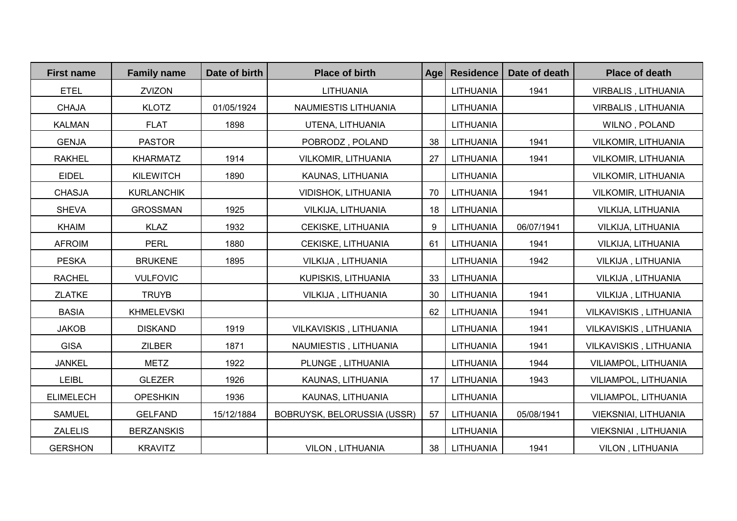| First name | Family name | Date of birth | Place of birth | Age | Residence | Date of death | Place of death |
|---|---|---|---|---|---|---|---|
| ETEL | ZVIZON | | LITHUANIA | | LITHUANIA | 1941 | VIRBALIS , LITHUANIA |
| CHAJA | KLOTZ | 01/05/1924 | NAUMIESTIS LITHUANIA | | LITHUANIA | | VIRBALIS , LITHUANIA |
| KALMAN | FLAT | 1898 | UTENA, LITHUANIA | | LITHUANIA | | WILNO , POLAND |
| GENJA | PASTOR | | POBRODZ , POLAND | 38 | LITHUANIA | 1941 | VILKOMIR, LITHUANIA |
| RAKHEL | KHARMATZ | 1914 | VILKOMIR, LITHUANIA | 27 | LITHUANIA | 1941 | VILKOMIR, LITHUANIA |
| EIDEL | KILEWITCH | 1890 | KAUNAS, LITHUANIA | | LITHUANIA | | VILKOMIR, LITHUANIA |
| CHASJA | KURLANCHIK | | VIDISHOK, LITHUANIA | 70 | LITHUANIA | 1941 | VILKOMIR, LITHUANIA |
| SHEVA | GROSSMAN | 1925 | VILKIJA, LITHUANIA | 18 | LITHUANIA | | VILKIJA, LITHUANIA |
| KHAIM | KLAZ | 1932 | CEKISKE, LITHUANIA | 9 | LITHUANIA | 06/07/1941 | VILKIJA, LITHUANIA |
| AFROIM | PERL | 1880 | CEKISKE, LITHUANIA | 61 | LITHUANIA | 1941 | VILKIJA, LITHUANIA |
| PESKA | BRUKENE | 1895 | VILKIJA , LITHUANIA | | LITHUANIA | 1942 | VILKIJA , LITHUANIA |
| RACHEL | VULFOVIC | | KUPISKIS, LITHUANIA | 33 | LITHUANIA | | VILKIJA , LITHUANIA |
| ZLATKE | TRUYB | | VILKIJA , LITHUANIA | 30 | LITHUANIA | 1941 | VILKIJA , LITHUANIA |
| BASIA | KHMELEVSKI | | | 62 | LITHUANIA | 1941 | VILKAVISKIS , LITHUANIA |
| JAKOB | DISKAND | 1919 | VILKAVISKIS , LITHUANIA | | LITHUANIA | 1941 | VILKAVISKIS , LITHUANIA |
| GISA | ZILBER | 1871 | NAUMIESTIS , LITHUANIA | | LITHUANIA | 1941 | VILKAVISKIS , LITHUANIA |
| JANKEL | METZ | 1922 | PLUNGE , LITHUANIA | | LITHUANIA | 1944 | VILIAMPOL, LITHUANIA |
| LEIBL | GLEZER | 1926 | KAUNAS, LITHUANIA | 17 | LITHUANIA | 1943 | VILIAMPOL, LITHUANIA |
| ELIMELECH | OPESHKIN | 1936 | KAUNAS, LITHUANIA | | LITHUANIA | | VILIAMPOL, LITHUANIA |
| SAMUEL | GELFAND | 15/12/1884 | BOBRUYSK, BELORUSSIA (USSR) | 57 | LITHUANIA | 05/08/1941 | VIEKSNIAI, LITHUANIA |
| ZALELIS | BERZANSKIS | | | | LITHUANIA | | VIEKSNIAI , LITHUANIA |
| GERSHON | KRAVITZ | | VILON , LITHUANIA | 38 | LITHUANIA | 1941 | VILON , LITHUANIA |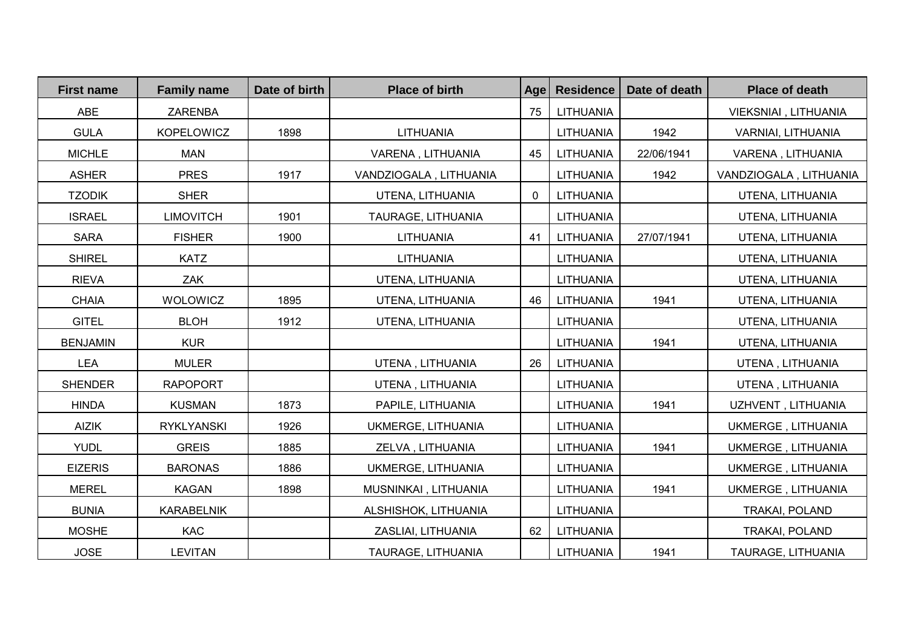| First name | Family name | Date of birth | Place of birth | Age | Residence | Date of death | Place of death |
|---|---|---|---|---|---|---|---|
| ABE | ZARENBA | | | 75 | LITHUANIA | | VIEKSNIAI , LITHUANIA |
| GULA | KOPELOWICZ | 1898 | LITHUANIA | | LITHUANIA | 1942 | VARNIAI, LITHUANIA |
| MICHLE | MAN | | VARENA , LITHUANIA | 45 | LITHUANIA | 22/06/1941 | VARENA , LITHUANIA |
| ASHER | PRES | 1917 | VANDZIOGALA , LITHUANIA | | LITHUANIA | 1942 | VANDZIOGALA , LITHUANIA |
| TZODIK | SHER | | UTENA, LITHUANIA | 0 | LITHUANIA | | UTENA, LITHUANIA |
| ISRAEL | LIMOVITCH | 1901 | TAURAGE, LITHUANIA | | LITHUANIA | | UTENA, LITHUANIA |
| SARA | FISHER | 1900 | LITHUANIA | 41 | LITHUANIA | 27/07/1941 | UTENA, LITHUANIA |
| SHIREL | KATZ | | LITHUANIA | | LITHUANIA | | UTENA, LITHUANIA |
| RIEVA | ZAK | | UTENA, LITHUANIA | | LITHUANIA | | UTENA, LITHUANIA |
| CHAIA | WOLOWICZ | 1895 | UTENA, LITHUANIA | 46 | LITHUANIA | 1941 | UTENA, LITHUANIA |
| GITEL | BLOH | 1912 | UTENA, LITHUANIA | | LITHUANIA | | UTENA, LITHUANIA |
| BENJAMIN | KUR | | | | LITHUANIA | 1941 | UTENA, LITHUANIA |
| LEA | MULER | | UTENA , LITHUANIA | 26 | LITHUANIA | | UTENA , LITHUANIA |
| SHENDER | RAPOPORT | | UTENA , LITHUANIA | | LITHUANIA | | UTENA , LITHUANIA |
| HINDA | KUSMAN | 1873 | PAPILE, LITHUANIA | | LITHUANIA | 1941 | UZHVENT , LITHUANIA |
| AIZIK | RYKLYANSKI | 1926 | UKMERGE, LITHUANIA | | LITHUANIA | | UKMERGE , LITHUANIA |
| YUDL | GREIS | 1885 | ZELVA , LITHUANIA | | LITHUANIA | 1941 | UKMERGE , LITHUANIA |
| EIZERIS | BARONAS | 1886 | UKMERGE, LITHUANIA | | LITHUANIA | | UKMERGE , LITHUANIA |
| MEREL | KAGAN | 1898 | MUSNINKAI , LITHUANIA | | LITHUANIA | 1941 | UKMERGE , LITHUANIA |
| BUNIA | KARABELNIK | | ALSHISHOK, LITHUANIA | | LITHUANIA | | TRAKAI, POLAND |
| MOSHE | KAC | | ZASLIAI, LITHUANIA | 62 | LITHUANIA | | TRAKAI, POLAND |
| JOSE | LEVITAN | | TAURAGE, LITHUANIA | | LITHUANIA | 1941 | TAURAGE, LITHUANIA |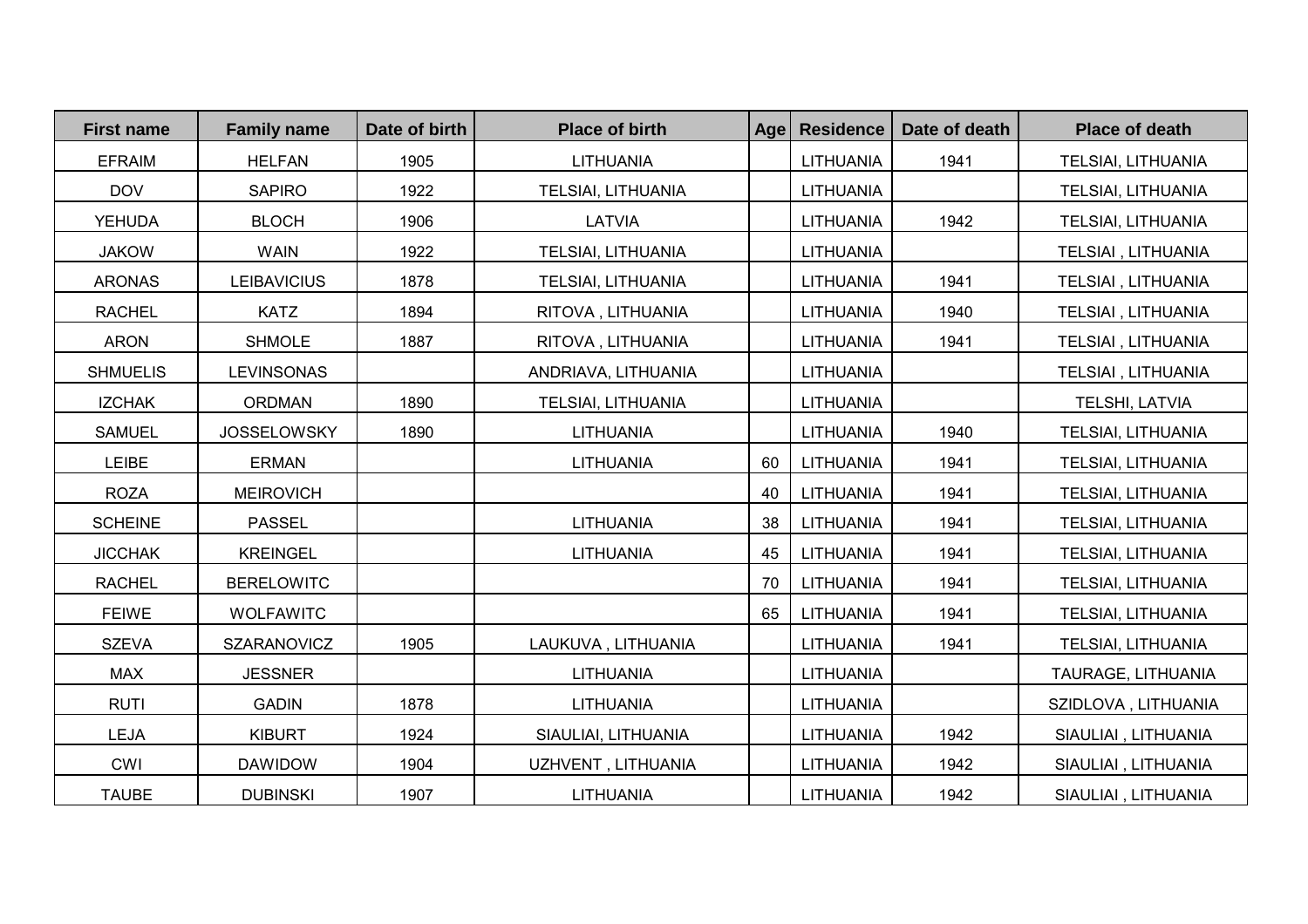| First name | Family name | Date of birth | Place of birth | Age | Residence | Date of death | Place of death |
|---|---|---|---|---|---|---|---|
| EFRAIM | HELFAN | 1905 | LITHUANIA | | LITHUANIA | 1941 | TELSIAI, LITHUANIA |
| DOV | SAPIRO | 1922 | TELSIAI, LITHUANIA | | LITHUANIA | | TELSIAI, LITHUANIA |
| YEHUDA | BLOCH | 1906 | LATVIA | | LITHUANIA | 1942 | TELSIAI, LITHUANIA |
| JAKOW | WAIN | 1922 | TELSIAI, LITHUANIA | | LITHUANIA | | TELSIAI , LITHUANIA |
| ARONAS | LEIBAVICIUS | 1878 | TELSIAI, LITHUANIA | | LITHUANIA | 1941 | TELSIAI , LITHUANIA |
| RACHEL | KATZ | 1894 | RITOVA , LITHUANIA | | LITHUANIA | 1940 | TELSIAI , LITHUANIA |
| ARON | SHMOLE | 1887 | RITOVA , LITHUANIA | | LITHUANIA | 1941 | TELSIAI , LITHUANIA |
| SHMUELIS | LEVINSONAS | | ANDRIAVA, LITHUANIA | | LITHUANIA | | TELSIAI , LITHUANIA |
| IZCHAK | ORDMAN | 1890 | TELSIAI, LITHUANIA | | LITHUANIA | | TELSHI, LATVIA |
| SAMUEL | JOSSELOWSKY | 1890 | LITHUANIA | | LITHUANIA | 1940 | TELSIAI, LITHUANIA |
| LEIBE | ERMAN | | LITHUANIA | 60 | LITHUANIA | 1941 | TELSIAI, LITHUANIA |
| ROZA | MEIROVICH | | | 40 | LITHUANIA | 1941 | TELSIAI, LITHUANIA |
| SCHEINE | PASSEL | | LITHUANIA | 38 | LITHUANIA | 1941 | TELSIAI, LITHUANIA |
| JICCHAK | KREINGEL | | LITHUANIA | 45 | LITHUANIA | 1941 | TELSIAI, LITHUANIA |
| RACHEL | BERELOWITC | | | 70 | LITHUANIA | 1941 | TELSIAI, LITHUANIA |
| FEIWE | WOLFAWITC | | | 65 | LITHUANIA | 1941 | TELSIAI, LITHUANIA |
| SZEVA | SZARANOVICZ | 1905 | LAUKUVA , LITHUANIA | | LITHUANIA | 1941 | TELSIAI, LITHUANIA |
| MAX | JESSNER | | LITHUANIA | | LITHUANIA | | TAURAGE, LITHUANIA |
| RUTI | GADIN | 1878 | LITHUANIA | | LITHUANIA | | SZIDLOVA , LITHUANIA |
| LEJA | KIBURT | 1924 | SIAULIAI, LITHUANIA | | LITHUANIA | 1942 | SIAULIAI , LITHUANIA |
| CWI | DAWIDOW | 1904 | UZHVENT , LITHUANIA | | LITHUANIA | 1942 | SIAULIAI , LITHUANIA |
| TAUBE | DUBINSKI | 1907 | LITHUANIA | | LITHUANIA | 1942 | SIAULIAI , LITHUANIA |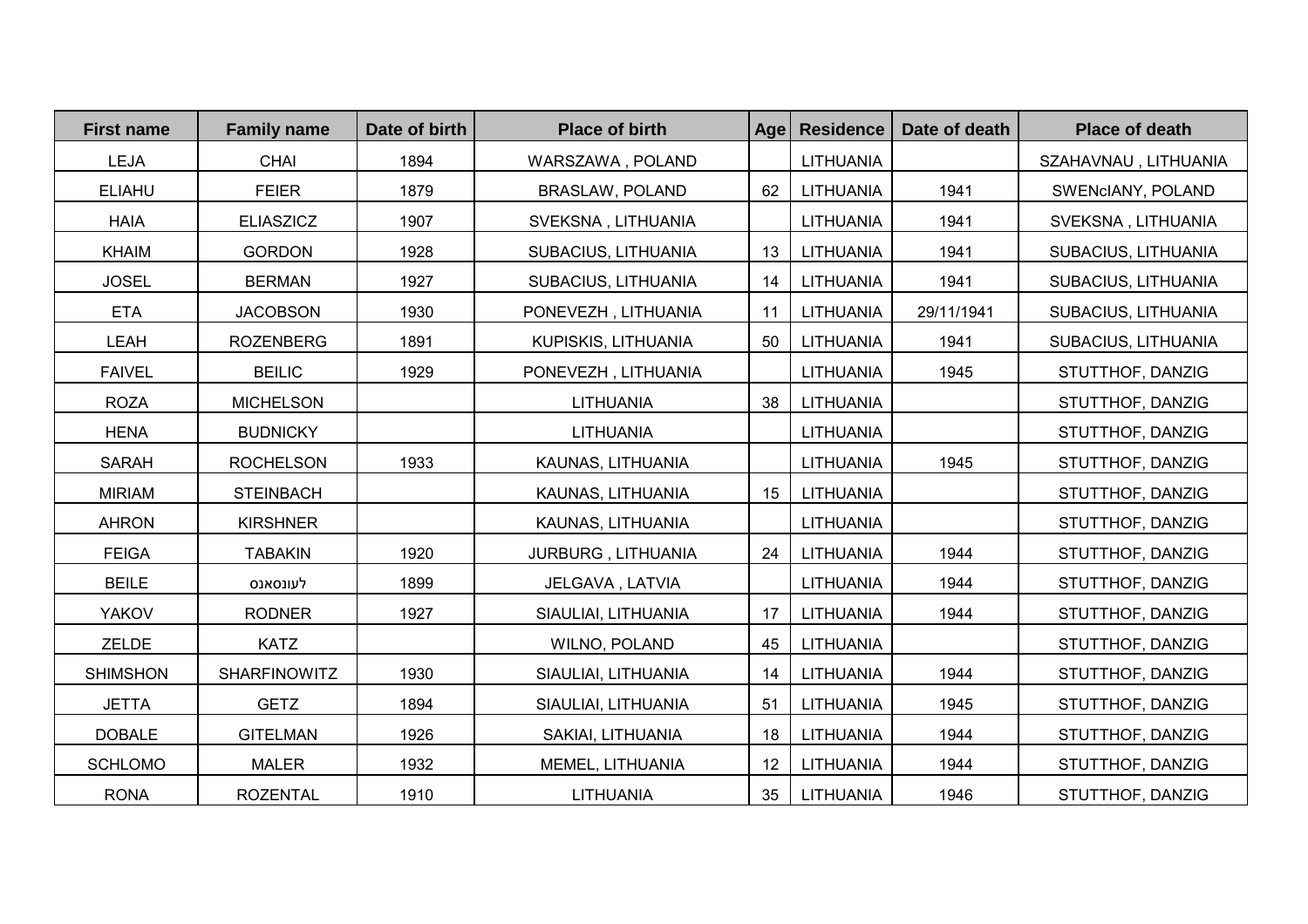| First name | Family name | Date of birth | Place of birth | Age | Residence | Date of death | Place of death |
|---|---|---|---|---|---|---|---|
| LEJA | CHAI | 1894 | WARSZAWA , POLAND | | LITHUANIA | | SZAHAVNAU , LITHUANIA |
| ELIAHU | FEIER | 1879 | BRASLAW, POLAND | 62 | LITHUANIA | 1941 | SWENcIANY, POLAND |
| HAIA | ELIASZICZ | 1907 | SVEKSNA , LITHUANIA | | LITHUANIA | 1941 | SVEKSNA , LITHUANIA |
| KHAIM | GORDON | 1928 | SUBACIUS, LITHUANIA | 13 | LITHUANIA | 1941 | SUBACIUS, LITHUANIA |
| JOSEL | BERMAN | 1927 | SUBACIUS, LITHUANIA | 14 | LITHUANIA | 1941 | SUBACIUS, LITHUANIA |
| ETA | JACOBSON | 1930 | PONEVEZH , LITHUANIA | 11 | LITHUANIA | 29/11/1941 | SUBACIUS, LITHUANIA |
| LEAH | ROZENBERG | 1891 | KUPISKIS, LITHUANIA | 50 | LITHUANIA | 1941 | SUBACIUS, LITHUANIA |
| FAIVEL | BEILIC | 1929 | PONEVEZH , LITHUANIA | | LITHUANIA | 1945 | STUTTHOF, DANZIG |
| ROZA | MICHELSON | | LITHUANIA | 38 | LITHUANIA | | STUTTHOF, DANZIG |
| HENA | BUDNICKY | | LITHUANIA | | LITHUANIA | | STUTTHOF, DANZIG |
| SARAH | ROCHELSON | 1933 | KAUNAS, LITHUANIA | | LITHUANIA | 1945 | STUTTHOF, DANZIG |
| MIRIAM | STEINBACH | | KAUNAS, LITHUANIA | 15 | LITHUANIA | | STUTTHOF, DANZIG |
| AHRON | KIRSHNER | | KAUNAS, LITHUANIA | | LITHUANIA | | STUTTHOF, DANZIG |
| FEIGA | TABAKIN | 1920 | JURBURG , LITHUANIA | 24 | LITHUANIA | 1944 | STUTTHOF, DANZIG |
| BEILE | לעווסאנס | 1899 | JELGAVA , LATVIA | | LITHUANIA | 1944 | STUTTHOF, DANZIG |
| YAKOV | RODNER | 1927 | SIAULIAI, LITHUANIA | 17 | LITHUANIA | 1944 | STUTTHOF, DANZIG |
| ZELDE | KATZ | | WILNO, POLAND | 45 | LITHUANIA | | STUTTHOF, DANZIG |
| SHIMSHON | SHARFINOWITZ | 1930 | SIAULIAI, LITHUANIA | 14 | LITHUANIA | 1944 | STUTTHOF, DANZIG |
| JETTA | GETZ | 1894 | SIAULIAI, LITHUANIA | 51 | LITHUANIA | 1945 | STUTTHOF, DANZIG |
| DOBALE | GITELMAN | 1926 | SAKIAI, LITHUANIA | 18 | LITHUANIA | 1944 | STUTTHOF, DANZIG |
| SCHLOMO | MALER | 1932 | MEMEL, LITHUANIA | 12 | LITHUANIA | 1944 | STUTTHOF, DANZIG |
| RONA | ROZENTAL | 1910 | LITHUANIA | 35 | LITHUANIA | 1946 | STUTTHOF, DANZIG |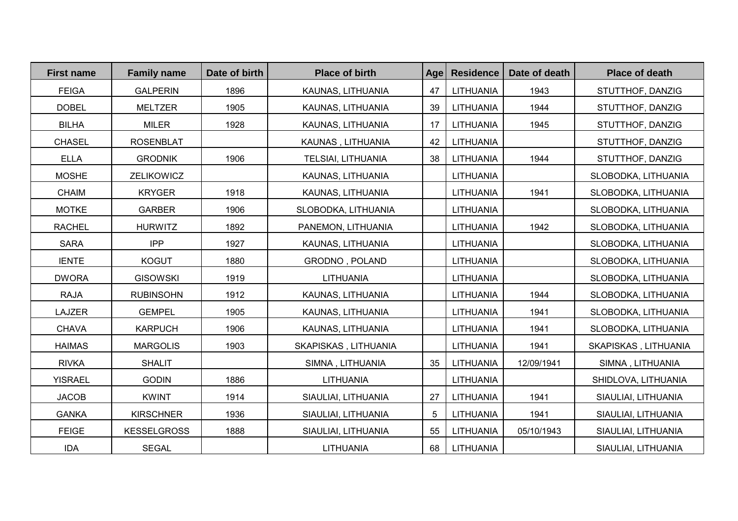| First name | Family name | Date of birth | Place of birth | Age | Residence | Date of death | Place of death |
|---|---|---|---|---|---|---|---|
| FEIGA | GALPERIN | 1896 | KAUNAS, LITHUANIA | 47 | LITHUANIA | 1943 | STUTTHOF, DANZIG |
| DOBEL | MELTZER | 1905 | KAUNAS, LITHUANIA | 39 | LITHUANIA | 1944 | STUTTHOF, DANZIG |
| BILHA | MILER | 1928 | KAUNAS, LITHUANIA | 17 | LITHUANIA | 1945 | STUTTHOF, DANZIG |
| CHASEL | ROSENBLAT | | KAUNAS , LITHUANIA | 42 | LITHUANIA | | STUTTHOF, DANZIG |
| ELLA | GRODNIK | 1906 | TELSIAI, LITHUANIA | 38 | LITHUANIA | 1944 | STUTTHOF, DANZIG |
| MOSHE | ZELIKOWICZ | | KAUNAS, LITHUANIA | | LITHUANIA | | SLOBODKA, LITHUANIA |
| CHAIM | KRYGER | 1918 | KAUNAS, LITHUANIA | | LITHUANIA | 1941 | SLOBODKA, LITHUANIA |
| MOTKE | GARBER | 1906 | SLOBODKA, LITHUANIA | | LITHUANIA | | SLOBODKA, LITHUANIA |
| RACHEL | HURWITZ | 1892 | PANEMON, LITHUANIA | | LITHUANIA | 1942 | SLOBODKA, LITHUANIA |
| SARA | IPP | 1927 | KAUNAS, LITHUANIA | | LITHUANIA | | SLOBODKA, LITHUANIA |
| IENTE | KOGUT | 1880 | GRODNO , POLAND | | LITHUANIA | | SLOBODKA, LITHUANIA |
| DWORA | GISOWSKI | 1919 | LITHUANIA | | LITHUANIA | | SLOBODKA, LITHUANIA |
| RAJA | RUBINSOHN | 1912 | KAUNAS, LITHUANIA | | LITHUANIA | 1944 | SLOBODKA, LITHUANIA |
| LAJZER | GEMPEL | 1905 | KAUNAS, LITHUANIA | | LITHUANIA | 1941 | SLOBODKA, LITHUANIA |
| CHAVA | KARPUCH | 1906 | KAUNAS, LITHUANIA | | LITHUANIA | 1941 | SLOBODKA, LITHUANIA |
| HAIMAS | MARGOLIS | 1903 | SKAPISKAS , LITHUANIA | | LITHUANIA | 1941 | SKAPISKAS , LITHUANIA |
| RIVKA | SHALIT | | SIMNA , LITHUANIA | 35 | LITHUANIA | 12/09/1941 | SIMNA , LITHUANIA |
| YISRAEL | GODIN | 1886 | LITHUANIA | | LITHUANIA | | SHIDLOVA, LITHUANIA |
| JACOB | KWINT | 1914 | SIAULIAI, LITHUANIA | 27 | LITHUANIA | 1941 | SIAULIAI, LITHUANIA |
| GANKA | KIRSCHNER | 1936 | SIAULIAI, LITHUANIA | 5 | LITHUANIA | 1941 | SIAULIAI, LITHUANIA |
| FEIGE | KESSELGROSS | 1888 | SIAULIAI, LITHUANIA | 55 | LITHUANIA | 05/10/1943 | SIAULIAI, LITHUANIA |
| IDA | SEGAL | | LITHUANIA | 68 | LITHUANIA | | SIAULIAI, LITHUANIA |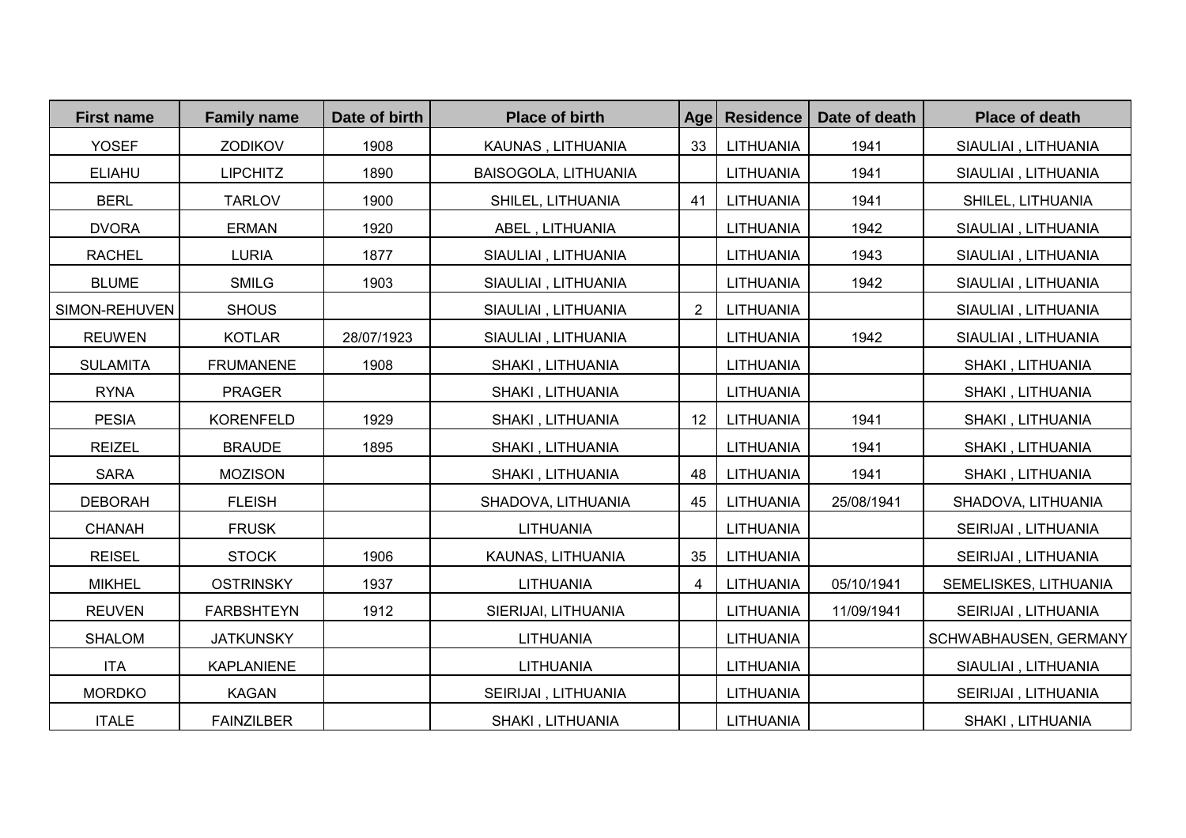| First name | Family name | Date of birth | Place of birth | Age | Residence | Date of death | Place of death |
|---|---|---|---|---|---|---|---|
| YOSEF | ZODIKOV | 1908 | KAUNAS , LITHUANIA | 33 | LITHUANIA | 1941 | SIAULIAI , LITHUANIA |
| ELIAHU | LIPCHITZ | 1890 | BAISOGOLA, LITHUANIA | | LITHUANIA | 1941 | SIAULIAI , LITHUANIA |
| BERL | TARLOV | 1900 | SHILEL, LITHUANIA | 41 | LITHUANIA | 1941 | SHILEL, LITHUANIA |
| DVORA | ERMAN | 1920 | ABEL , LITHUANIA | | LITHUANIA | 1942 | SIAULIAI , LITHUANIA |
| RACHEL | LURIA | 1877 | SIAULIAI , LITHUANIA | | LITHUANIA | 1943 | SIAULIAI , LITHUANIA |
| BLUME | SMILG | 1903 | SIAULIAI , LITHUANIA | | LITHUANIA | 1942 | SIAULIAI , LITHUANIA |
| SIMON-REHUVEN | SHOUS | | SIAULIAI , LITHUANIA | 2 | LITHUANIA | | SIAULIAI , LITHUANIA |
| REUWEN | KOTLAR | 28/07/1923 | SIAULIAI , LITHUANIA | | LITHUANIA | 1942 | SIAULIAI , LITHUANIA |
| SULAMITA | FRUMANENE | 1908 | SHAKI , LITHUANIA | | LITHUANIA | | SHAKI , LITHUANIA |
| RYNA | PRAGER | | SHAKI , LITHUANIA | | LITHUANIA | | SHAKI , LITHUANIA |
| PESIA | KORENFELD | 1929 | SHAKI , LITHUANIA | 12 | LITHUANIA | 1941 | SHAKI , LITHUANIA |
| REIZEL | BRAUDE | 1895 | SHAKI , LITHUANIA | | LITHUANIA | 1941 | SHAKI , LITHUANIA |
| SARA | MOZISON | | SHAKI , LITHUANIA | 48 | LITHUANIA | 1941 | SHAKI , LITHUANIA |
| DEBORAH | FLEISH | | SHADOVA, LITHUANIA | 45 | LITHUANIA | 25/08/1941 | SHADOVA, LITHUANIA |
| CHANAH | FRUSK | | LITHUANIA | | LITHUANIA | | SEIRIJAI , LITHUANIA |
| REISEL | STOCK | 1906 | KAUNAS, LITHUANIA | 35 | LITHUANIA | | SEIRIJAI , LITHUANIA |
| MIKHEL | OSTRINSKY | 1937 | LITHUANIA | 4 | LITHUANIA | 05/10/1941 | SEMELISKES, LITHUANIA |
| REUVEN | FARBSHTEYN | 1912 | SIERIJAI, LITHUANIA | | LITHUANIA | 11/09/1941 | SEIRIJAI , LITHUANIA |
| SHALOM | JATKUNSKY | | LITHUANIA | | LITHUANIA | | SCHWABHAUSEN, GERMANY |
| ITA | KAPLANIENE | | LITHUANIA | | LITHUANIA | | SIAULIAI , LITHUANIA |
| MORDKO | KAGAN | | SEIRIJAI , LITHUANIA | | LITHUANIA | | SEIRIJAI , LITHUANIA |
| ITALE | FAINZILBER | | SHAKI , LITHUANIA | | LITHUANIA | | SHAKI , LITHUANIA |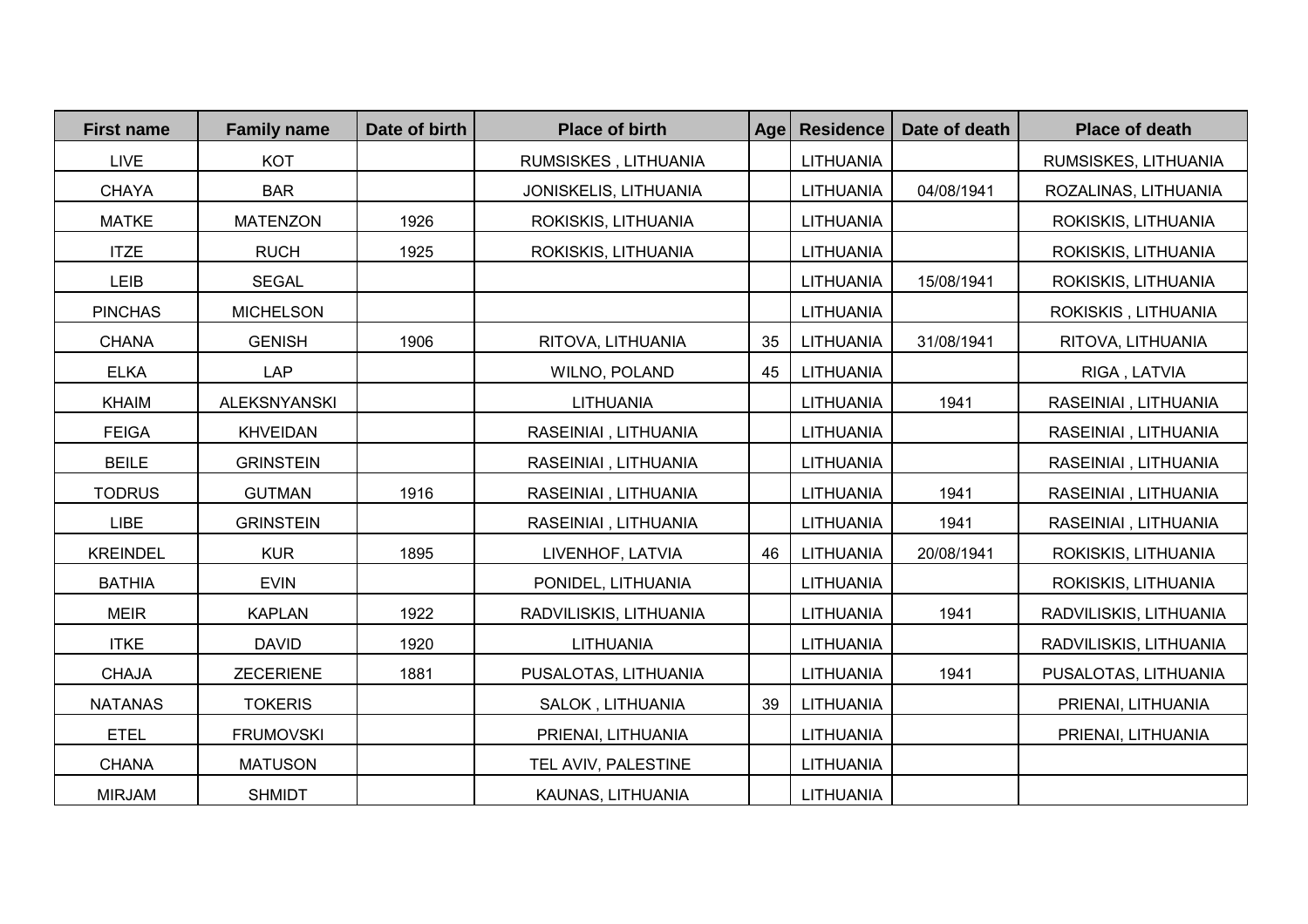| First name | Family name | Date of birth | Place of birth | Age | Residence | Date of death | Place of death |
|---|---|---|---|---|---|---|---|
| LIVE | KOT | | RUMSISKES , LITHUANIA | | LITHUANIA | | RUMSISKES, LITHUANIA |
| CHAYA | BAR | | JONISKELIS, LITHUANIA | | LITHUANIA | 04/08/1941 | ROZALINAS, LITHUANIA |
| MATKE | MATENZON | 1926 | ROKISKIS, LITHUANIA | | LITHUANIA | | ROKISKIS, LITHUANIA |
| ITZE | RUCH | 1925 | ROKISKIS, LITHUANIA | | LITHUANIA | | ROKISKIS, LITHUANIA |
| LEIB | SEGAL | | | | LITHUANIA | 15/08/1941 | ROKISKIS, LITHUANIA |
| PINCHAS | MICHELSON | | | | LITHUANIA | | ROKISKIS , LITHUANIA |
| CHANA | GENISH | 1906 | RITOVA, LITHUANIA | 35 | LITHUANIA | 31/08/1941 | RITOVA, LITHUANIA |
| ELKA | LAP | | WILNO, POLAND | 45 | LITHUANIA | | RIGA , LATVIA |
| KHAIM | ALEKSNYANSKI | | LITHUANIA | | LITHUANIA | 1941 | RASEINIAI , LITHUANIA |
| FEIGA | KHVEIDAN | | RASEINIAI , LITHUANIA | | LITHUANIA | | RASEINIAI , LITHUANIA |
| BEILE | GRINSTEIN | | RASEINIAI , LITHUANIA | | LITHUANIA | | RASEINIAI , LITHUANIA |
| TODRUS | GUTMAN | 1916 | RASEINIAI , LITHUANIA | | LITHUANIA | 1941 | RASEINIAI , LITHUANIA |
| LIBE | GRINSTEIN | | RASEINIAI , LITHUANIA | | LITHUANIA | 1941 | RASEINIAI , LITHUANIA |
| KREINDEL | KUR | 1895 | LIVENHOF, LATVIA | 46 | LITHUANIA | 20/08/1941 | ROKISKIS, LITHUANIA |
| BATHIA | EVIN | | PONIDEL, LITHUANIA | | LITHUANIA | | ROKISKIS, LITHUANIA |
| MEIR | KAPLAN | 1922 | RADVILISKIS, LITHUANIA | | LITHUANIA | 1941 | RADVILISKIS, LITHUANIA |
| ITKE | DAVID | 1920 | LITHUANIA | | LITHUANIA | | RADVILISKIS, LITHUANIA |
| CHAJA | ZECERIENE | 1881 | PUSALOTAS, LITHUANIA | | LITHUANIA | 1941 | PUSALOTAS, LITHUANIA |
| NATANAS | TOKERIS | | SALOK , LITHUANIA | 39 | LITHUANIA | | PRIENAI, LITHUANIA |
| ETEL | FRUMOVSKI | | PRIENAI, LITHUANIA | | LITHUANIA | | PRIENAI, LITHUANIA |
| CHANA | MATUSON | | TEL AVIV, PALESTINE | | LITHUANIA | | |
| MIRJAM | SHMIDT | | KAUNAS, LITHUANIA | | LITHUANIA | | |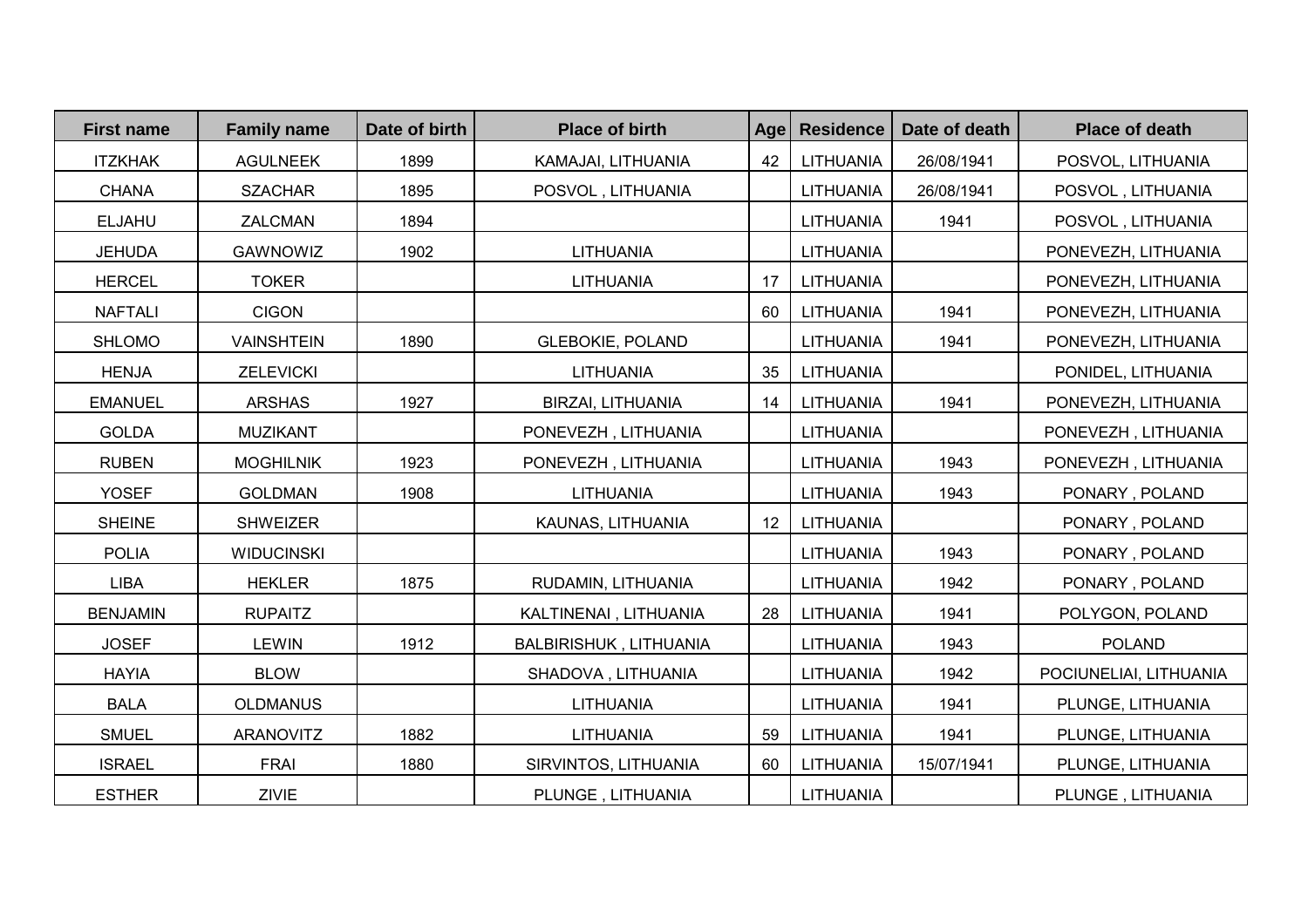| First name | Family name | Date of birth | Place of birth | Age | Residence | Date of death | Place of death |
|---|---|---|---|---|---|---|---|
| ITZKHAK | AGULNEEK | 1899 | KAMAJAI, LITHUANIA | 42 | LITHUANIA | 26/08/1941 | POSVOL, LITHUANIA |
| CHANA | SZACHAR | 1895 | POSVOL , LITHUANIA | | LITHUANIA | 26/08/1941 | POSVOL , LITHUANIA |
| ELJAHU | ZALCMAN | 1894 | | | LITHUANIA | 1941 | POSVOL , LITHUANIA |
| JEHUDA | GAWNOWIZ | 1902 | LITHUANIA | | LITHUANIA | | PONEVEZH, LITHUANIA |
| HERCEL | TOKER | | LITHUANIA | 17 | LITHUANIA | | PONEVEZH, LITHUANIA |
| NAFTALI | CIGON | | | 60 | LITHUANIA | 1941 | PONEVEZH, LITHUANIA |
| SHLOMO | VAINSHTEIN | 1890 | GLEBOKIE, POLAND | | LITHUANIA | 1941 | PONEVEZH, LITHUANIA |
| HENJA | ZELEVICKI | | LITHUANIA | 35 | LITHUANIA | | PONIDEL, LITHUANIA |
| EMANUEL | ARSHAS | 1927 | BIRZAI, LITHUANIA | 14 | LITHUANIA | 1941 | PONEVEZH, LITHUANIA |
| GOLDA | MUZIKANT | | PONEVEZH , LITHUANIA | | LITHUANIA | | PONEVEZH , LITHUANIA |
| RUBEN | MOGHILNIK | 1923 | PONEVEZH , LITHUANIA | | LITHUANIA | 1943 | PONEVEZH , LITHUANIA |
| YOSEF | GOLDMAN | 1908 | LITHUANIA | | LITHUANIA | 1943 | PONARY , POLAND |
| SHEINE | SHWEIZER | | KAUNAS, LITHUANIA | 12 | LITHUANIA | | PONARY , POLAND |
| POLIA | WIDUCINSKI | | | | LITHUANIA | 1943 | PONARY , POLAND |
| LIBA | HEKLER | 1875 | RUDAMIN, LITHUANIA | | LITHUANIA | 1942 | PONARY , POLAND |
| BENJAMIN | RUPAITZ | | KALTINENAI , LITHUANIA | 28 | LITHUANIA | 1941 | POLYGON, POLAND |
| JOSEF | LEWIN | 1912 | BALBIRISHUK , LITHUANIA | | LITHUANIA | 1943 | POLAND |
| HAYIA | BLOW | | SHADOVA , LITHUANIA | | LITHUANIA | 1942 | POCIUNELIAI, LITHUANIA |
| BALA | OLDMANUS | | LITHUANIA | | LITHUANIA | 1941 | PLUNGE, LITHUANIA |
| SMUEL | ARANOVITZ | 1882 | LITHUANIA | 59 | LITHUANIA | 1941 | PLUNGE, LITHUANIA |
| ISRAEL | FRAI | 1880 | SIRVINTOS, LITHUANIA | 60 | LITHUANIA | 15/07/1941 | PLUNGE, LITHUANIA |
| ESTHER | ZIVIE | | PLUNGE , LITHUANIA | | LITHUANIA | | PLUNGE , LITHUANIA |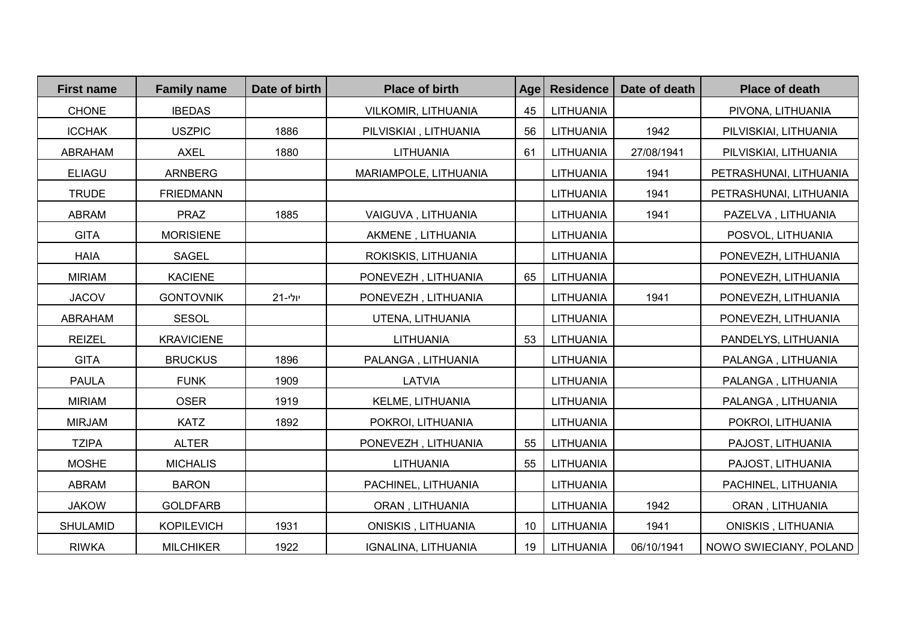| First name | Family name | Date of birth | Place of birth | Age | Residence | Date of death | Place of death |
|---|---|---|---|---|---|---|---|
| CHONE | IBEDAS | | VILKOMIR, LITHUANIA | 45 | LITHUANIA | | PIVONA, LITHUANIA |
| ICCHAK | USZPIC | 1886 | PILVISKIAI , LITHUANIA | 56 | LITHUANIA | 1942 | PILVISKIAI, LITHUANIA |
| ABRAHAM | AXEL | 1880 | LITHUANIA | 61 | LITHUANIA | 27/08/1941 | PILVISKIAI, LITHUANIA |
| ELIAGU | ARNBERG | | MARIAMPOLE, LITHUANIA | | LITHUANIA | 1941 | PETRASHUNAI, LITHUANIA |
| TRUDE | FRIEDMANN | | | | LITHUANIA | 1941 | PETRASHUNAI, LITHUANIA |
| ABRAM | PRAZ | 1885 | VAIGUVA , LITHUANIA | | LITHUANIA | 1941 | PAZELVA , LITHUANIA |
| GITA | MORISIENE | | AKMENE , LITHUANIA | | LITHUANIA | | POSVOL, LITHUANIA |
| HAIA | SAGEL | | ROKISKIS, LITHUANIA | | LITHUANIA | | PONEVEZH, LITHUANIA |
| MIRIAM | KACIENE | | PONEVEZH , LITHUANIA | 65 | LITHUANIA | | PONEVEZH, LITHUANIA |
| JACOV | GONTOVNIK | יולי-21 | PONEVEZH , LITHUANIA | | LITHUANIA | 1941 | PONEVEZH, LITHUANIA |
| ABRAHAM | SESOL | | UTENA, LITHUANIA | | LITHUANIA | | PONEVEZH, LITHUANIA |
| REIZEL | KRAVICIENE | | LITHUANIA | 53 | LITHUANIA | | PANDELYS, LITHUANIA |
| GITA | BRUCKUS | 1896 | PALANGA , LITHUANIA | | LITHUANIA | | PALANGA , LITHUANIA |
| PAULA | FUNK | 1909 | LATVIA | | LITHUANIA | | PALANGA , LITHUANIA |
| MIRIAM | OSER | 1919 | KELME, LITHUANIA | | LITHUANIA | | PALANGA , LITHUANIA |
| MIRJAM | KATZ | 1892 | POKROI, LITHUANIA | | LITHUANIA | | POKROI, LITHUANIA |
| TZIPA | ALTER | | PONEVEZH , LITHUANIA | 55 | LITHUANIA | | PAJOST, LITHUANIA |
| MOSHE | MICHALIS | | LITHUANIA | 55 | LITHUANIA | | PAJOST, LITHUANIA |
| ABRAM | BARON | | PACHINEL, LITHUANIA | | LITHUANIA | | PACHINEL, LITHUANIA |
| JAKOW | GOLDFARB | | ORAN , LITHUANIA | | LITHUANIA | 1942 | ORAN , LITHUANIA |
| SHULAMID | KOPILEVICH | 1931 | ONISKIS , LITHUANIA | 10 | LITHUANIA | 1941 | ONISKIS , LITHUANIA |
| RIWKA | MILCHIKER | 1922 | IGNALINA, LITHUANIA | 19 | LITHUANIA | 06/10/1941 | NOWO SWIECIANY, POLAND |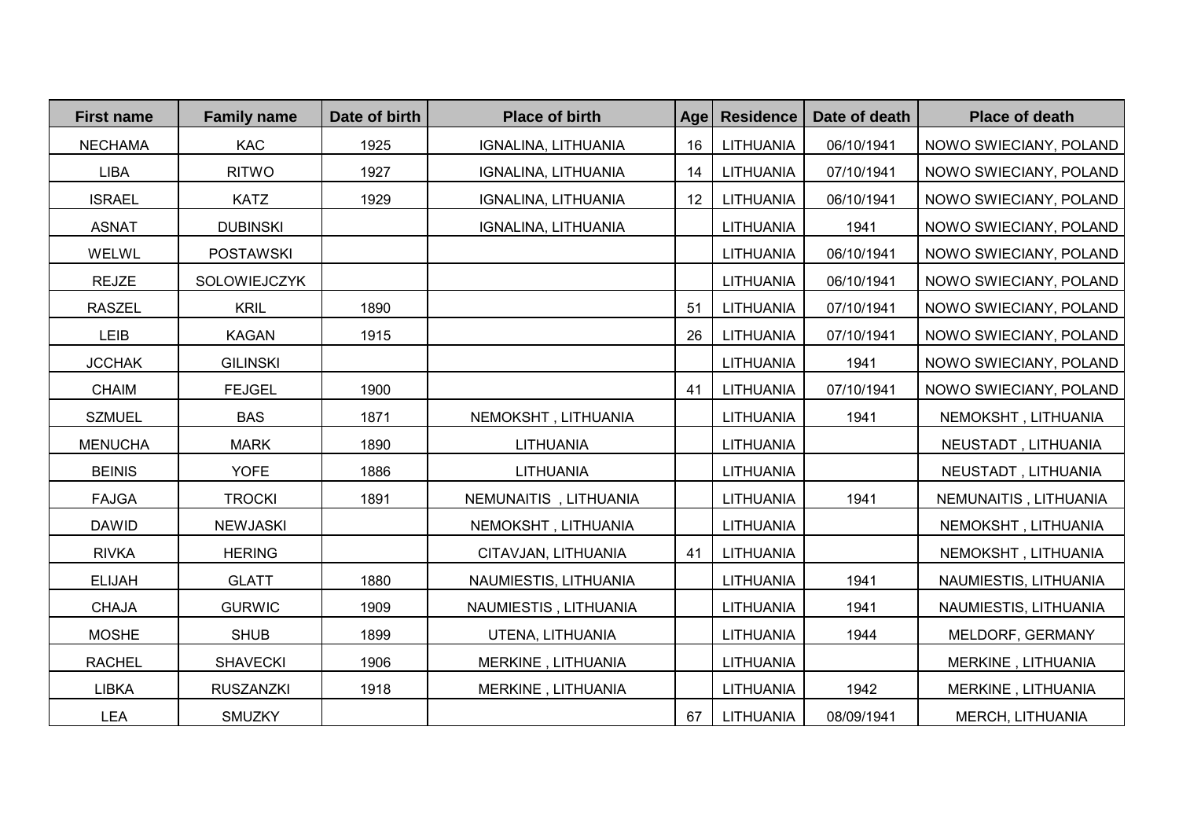| First name | Family name | Date of birth | Place of birth | Age | Residence | Date of death | Place of death |
|---|---|---|---|---|---|---|---|
| NECHAMA | KAC | 1925 | IGNALINA, LITHUANIA | 16 | LITHUANIA | 06/10/1941 | NOWO SWIECIANY, POLAND |
| LIBA | RITWO | 1927 | IGNALINA, LITHUANIA | 14 | LITHUANIA | 07/10/1941 | NOWO SWIECIANY, POLAND |
| ISRAEL | KATZ | 1929 | IGNALINA, LITHUANIA | 12 | LITHUANIA | 06/10/1941 | NOWO SWIECIANY, POLAND |
| ASNAT | DUBINSKI | | IGNALINA, LITHUANIA | | LITHUANIA | 1941 | NOWO SWIECIANY, POLAND |
| WELWL | POSTAWSKI | | | | LITHUANIA | 06/10/1941 | NOWO SWIECIANY, POLAND |
| REJZE | SOLOWIEJCZYK | | | | LITHUANIA | 06/10/1941 | NOWO SWIECIANY, POLAND |
| RASZEL | KRIL | 1890 | | 51 | LITHUANIA | 07/10/1941 | NOWO SWIECIANY, POLAND |
| LEIB | KAGAN | 1915 | | 26 | LITHUANIA | 07/10/1941 | NOWO SWIECIANY, POLAND |
| JCCHAK | GILINSKI | | | | LITHUANIA | 1941 | NOWO SWIECIANY, POLAND |
| CHAIM | FEJGEL | 1900 | | 41 | LITHUANIA | 07/10/1941 | NOWO SWIECIANY, POLAND |
| SZMUEL | BAS | 1871 | NEMOKSHT , LITHUANIA | | LITHUANIA | 1941 | NEMOKSHT , LITHUANIA |
| MENUCHA | MARK | 1890 | LITHUANIA | | LITHUANIA | | NEUSTADT , LITHUANIA |
| BEINIS | YOFE | 1886 | LITHUANIA | | LITHUANIA | | NEUSTADT , LITHUANIA |
| FAJGA | TROCKI | 1891 | NEMUNAITIS , LITHUANIA | | LITHUANIA | 1941 | NEMUNAITIS , LITHUANIA |
| DAWID | NEWJASKI | | NEMOKSHT , LITHUANIA | | LITHUANIA | | NEMOKSHT , LITHUANIA |
| RIVKA | HERING | | CITAVJAN, LITHUANIA | 41 | LITHUANIA | | NEMOKSHT , LITHUANIA |
| ELIJAH | GLATT | 1880 | NAUMIESTIS, LITHUANIA | | LITHUANIA | 1941 | NAUMIESTIS, LITHUANIA |
| CHAJA | GURWIC | 1909 | NAUMIESTIS , LITHUANIA | | LITHUANIA | 1941 | NAUMIESTIS, LITHUANIA |
| MOSHE | SHUB | 1899 | UTENA, LITHUANIA | | LITHUANIA | 1944 | MELDORF, GERMANY |
| RACHEL | SHAVECKI | 1906 | MERKINE , LITHUANIA | | LITHUANIA | | MERKINE , LITHUANIA |
| LIBKA | RUSZANZKI | 1918 | MERKINE , LITHUANIA | | LITHUANIA | 1942 | MERKINE , LITHUANIA |
| LEA | SMUZKY | | | 67 | LITHUANIA | 08/09/1941 | MERCH, LITHUANIA |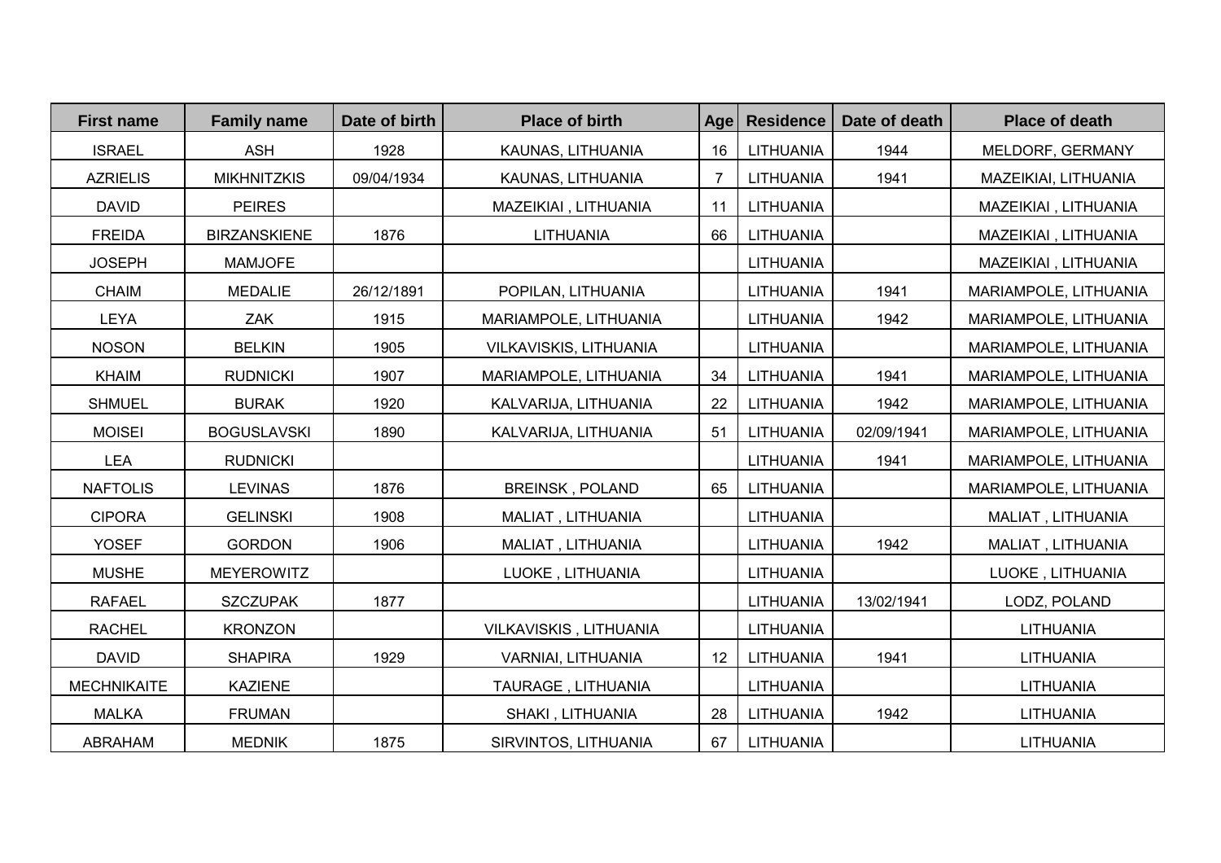| First name | Family name | Date of birth | Place of birth | Age | Residence | Date of death | Place of death |
|---|---|---|---|---|---|---|---|
| ISRAEL | ASH | 1928 | KAUNAS, LITHUANIA | 16 | LITHUANIA | 1944 | MELDORF, GERMANY |
| AZRIELIS | MIKHNITZKIS | 09/04/1934 | KAUNAS, LITHUANIA | 7 | LITHUANIA | 1941 | MAZEIKIAI, LITHUANIA |
| DAVID | PEIRES | | MAZEIKIAI , LITHUANIA | 11 | LITHUANIA | | MAZEIKIAI , LITHUANIA |
| FREIDA | BIRZANSKIENE | 1876 | LITHUANIA | 66 | LITHUANIA | | MAZEIKIAI , LITHUANIA |
| JOSEPH | MAMJOFE | | | | LITHUANIA | | MAZEIKIAI , LITHUANIA |
| CHAIM | MEDALIE | 26/12/1891 | POPILAN, LITHUANIA | | LITHUANIA | 1941 | MARIAMPOLE, LITHUANIA |
| LEYA | ZAK | 1915 | MARIAMPOLE, LITHUANIA | | LITHUANIA | 1942 | MARIAMPOLE, LITHUANIA |
| NOSON | BELKIN | 1905 | VILKAVISKIS, LITHUANIA | | LITHUANIA | | MARIAMPOLE, LITHUANIA |
| KHAIM | RUDNICKI | 1907 | MARIAMPOLE, LITHUANIA | 34 | LITHUANIA | 1941 | MARIAMPOLE, LITHUANIA |
| SHMUEL | BURAK | 1920 | KALVARIJA, LITHUANIA | 22 | LITHUANIA | 1942 | MARIAMPOLE, LITHUANIA |
| MOISEI | BOGUSLAVSKI | 1890 | KALVARIJA, LITHUANIA | 51 | LITHUANIA | 02/09/1941 | MARIAMPOLE, LITHUANIA |
| LEA | RUDNICKI | | | | LITHUANIA | 1941 | MARIAMPOLE, LITHUANIA |
| NAFTOLIS | LEVINAS | 1876 | BREINSK , POLAND | 65 | LITHUANIA | | MARIAMPOLE, LITHUANIA |
| CIPORA | GELINSKI | 1908 | MALIAT , LITHUANIA | | LITHUANIA | | MALIAT , LITHUANIA |
| YOSEF | GORDON | 1906 | MALIAT , LITHUANIA | | LITHUANIA | 1942 | MALIAT , LITHUANIA |
| MUSHE | MEYEROWITZ | | LUOKE , LITHUANIA | | LITHUANIA | | LUOKE , LITHUANIA |
| RAFAEL | SZCZUPAK | 1877 | | | LITHUANIA | 13/02/1941 | LODZ, POLAND |
| RACHEL | KRONZON | | VILKAVISKIS , LITHUANIA | | LITHUANIA | | LITHUANIA |
| DAVID | SHAPIRA | 1929 | VARNIAI, LITHUANIA | 12 | LITHUANIA | 1941 | LITHUANIA |
| MECHNIKAITE | KAZIENE | | TAURAGE , LITHUANIA | | LITHUANIA | | LITHUANIA |
| MALKA | FRUMAN | | SHAKI , LITHUANIA | 28 | LITHUANIA | 1942 | LITHUANIA |
| ABRAHAM | MEDNIK | 1875 | SIRVINTOS, LITHUANIA | 67 | LITHUANIA | | LITHUANIA |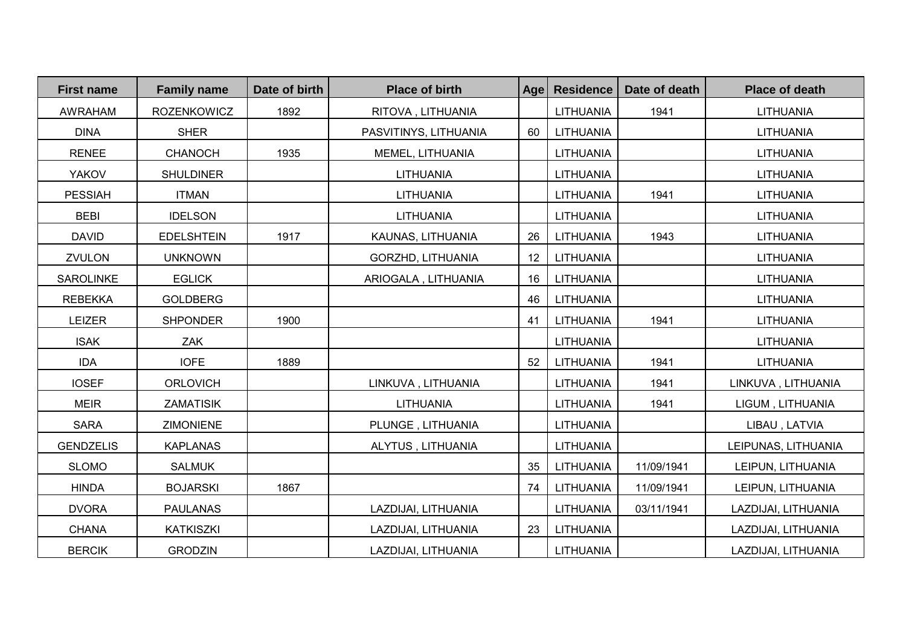| First name | Family name | Date of birth | Place of birth | Age | Residence | Date of death | Place of death |
|---|---|---|---|---|---|---|---|
| AWRAHAM | ROZENKOWICZ | 1892 | RITOVA , LITHUANIA | | LITHUANIA | 1941 | LITHUANIA |
| DINA | SHER | | PASVITINYS, LITHUANIA | 60 | LITHUANIA | | LITHUANIA |
| RENEE | CHANOCH | 1935 | MEMEL, LITHUANIA | | LITHUANIA | | LITHUANIA |
| YAKOV | SHULDINER | | LITHUANIA | | LITHUANIA | | LITHUANIA |
| PESSIAH | ITMAN | | LITHUANIA | | LITHUANIA | 1941 | LITHUANIA |
| BEBI | IDELSON | | LITHUANIA | | LITHUANIA | | LITHUANIA |
| DAVID | EDELSHTEIN | 1917 | KAUNAS, LITHUANIA | 26 | LITHUANIA | 1943 | LITHUANIA |
| ZVULON | UNKNOWN | | GORZHD, LITHUANIA | 12 | LITHUANIA | | LITHUANIA |
| SAROLINKE | EGLICK | | ARIOGALA , LITHUANIA | 16 | LITHUANIA | | LITHUANIA |
| REBEKKA | GOLDBERG | | | 46 | LITHUANIA | | LITHUANIA |
| LEIZER | SHPONDER | 1900 | | 41 | LITHUANIA | 1941 | LITHUANIA |
| ISAK | ZAK | | | | LITHUANIA | | LITHUANIA |
| IDA | IOFE | 1889 | | 52 | LITHUANIA | 1941 | LITHUANIA |
| IOSEF | ORLOVICH | | LINKUVA , LITHUANIA | | LITHUANIA | 1941 | LINKUVA , LITHUANIA |
| MEIR | ZAMATISIK | | LITHUANIA | | LITHUANIA | 1941 | LIGUM , LITHUANIA |
| SARA | ZIMONIENE | | PLUNGE , LITHUANIA | | LITHUANIA | | LIBAU , LATVIA |
| GENDZELIS | KAPLANAS | | ALYTUS , LITHUANIA | | LITHUANIA | | LEIPUNAS, LITHUANIA |
| SLOMO | SALMUK | | | 35 | LITHUANIA | 11/09/1941 | LEIPUN, LITHUANIA |
| HINDA | BOJARSKI | 1867 | | 74 | LITHUANIA | 11/09/1941 | LEIPUN, LITHUANIA |
| DVORA | PAULANAS | | LAZDIJAI, LITHUANIA | | LITHUANIA | 03/11/1941 | LAZDIJAI, LITHUANIA |
| CHANA | KATKISZKI | | LAZDIJAI, LITHUANIA | 23 | LITHUANIA | | LAZDIJAI, LITHUANIA |
| BERCIK | GRODZIN | | LAZDIJAI, LITHUANIA | | LITHUANIA | | LAZDIJAI, LITHUANIA |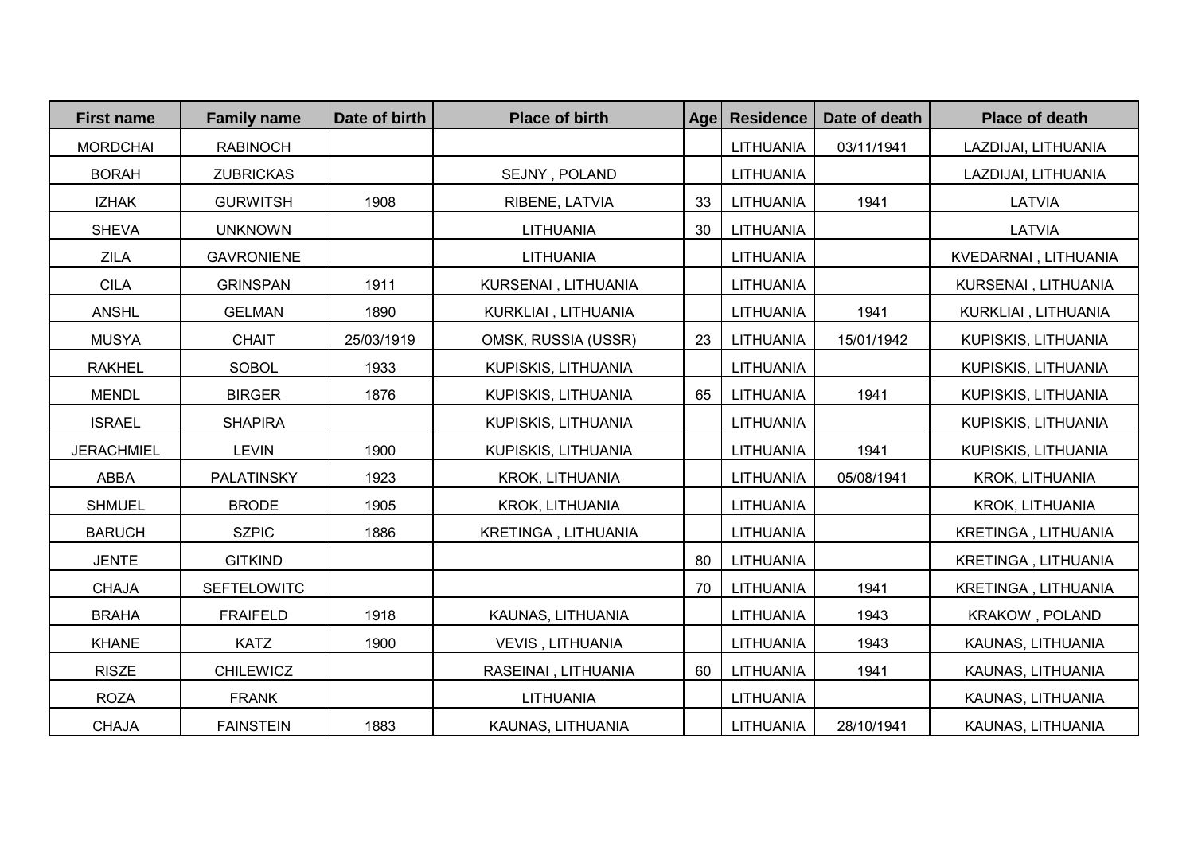| First name | Family name | Date of birth | Place of birth | Age | Residence | Date of death | Place of death |
|---|---|---|---|---|---|---|---|
| MORDCHAI | RABINOCH | | | | LITHUANIA | 03/11/1941 | LAZDIJAI, LITHUANIA |
| BORAH | ZUBRICKAS | | SEJNY , POLAND | | LITHUANIA | | LAZDIJAI, LITHUANIA |
| IZHAK | GURWITSH | 1908 | RIBENE, LATVIA | 33 | LITHUANIA | 1941 | LATVIA |
| SHEVA | UNKNOWN | | LITHUANIA | 30 | LITHUANIA | | LATVIA |
| ZILA | GAVRONIENE | | LITHUANIA | | LITHUANIA | | KVEDARNAI , LITHUANIA |
| CILA | GRINSPAN | 1911 | KURSENAI , LITHUANIA | | LITHUANIA | | KURSENAI , LITHUANIA |
| ANSHL | GELMAN | 1890 | KURKLIAI , LITHUANIA | | LITHUANIA | 1941 | KURKLIAI , LITHUANIA |
| MUSYA | CHAIT | 25/03/1919 | OMSK, RUSSIA (USSR) | 23 | LITHUANIA | 15/01/1942 | KUPISKIS, LITHUANIA |
| RAKHEL | SOBOL | 1933 | KUPISKIS, LITHUANIA | | LITHUANIA | | KUPISKIS, LITHUANIA |
| MENDL | BIRGER | 1876 | KUPISKIS, LITHUANIA | 65 | LITHUANIA | 1941 | KUPISKIS, LITHUANIA |
| ISRAEL | SHAPIRA | | KUPISKIS, LITHUANIA | | LITHUANIA | | KUPISKIS, LITHUANIA |
| JERACHMIEL | LEVIN | 1900 | KUPISKIS, LITHUANIA | | LITHUANIA | 1941 | KUPISKIS, LITHUANIA |
| ABBA | PALATINSKY | 1923 | KROK, LITHUANIA | | LITHUANIA | 05/08/1941 | KROK, LITHUANIA |
| SHMUEL | BRODE | 1905 | KROK, LITHUANIA | | LITHUANIA | | KROK, LITHUANIA |
| BARUCH | SZPIC | 1886 | KRETINGA , LITHUANIA | | LITHUANIA | | KRETINGA , LITHUANIA |
| JENTE | GITKIND | | | 80 | LITHUANIA | | KRETINGA , LITHUANIA |
| CHAJA | SEFTELOWITC | | | 70 | LITHUANIA | 1941 | KRETINGA , LITHUANIA |
| BRAHA | FRAIFELD | 1918 | KAUNAS, LITHUANIA | | LITHUANIA | 1943 | KRAKOW , POLAND |
| KHANE | KATZ | 1900 | VEVIS , LITHUANIA | | LITHUANIA | 1943 | KAUNAS, LITHUANIA |
| RISZE | CHILEWICZ | | RASEINAI , LITHUANIA | 60 | LITHUANIA | 1941 | KAUNAS, LITHUANIA |
| ROZA | FRANK | | LITHUANIA | | LITHUANIA | | KAUNAS, LITHUANIA |
| CHAJA | FAINSTEIN | 1883 | KAUNAS, LITHUANIA | | LITHUANIA | 28/10/1941 | KAUNAS, LITHUANIA |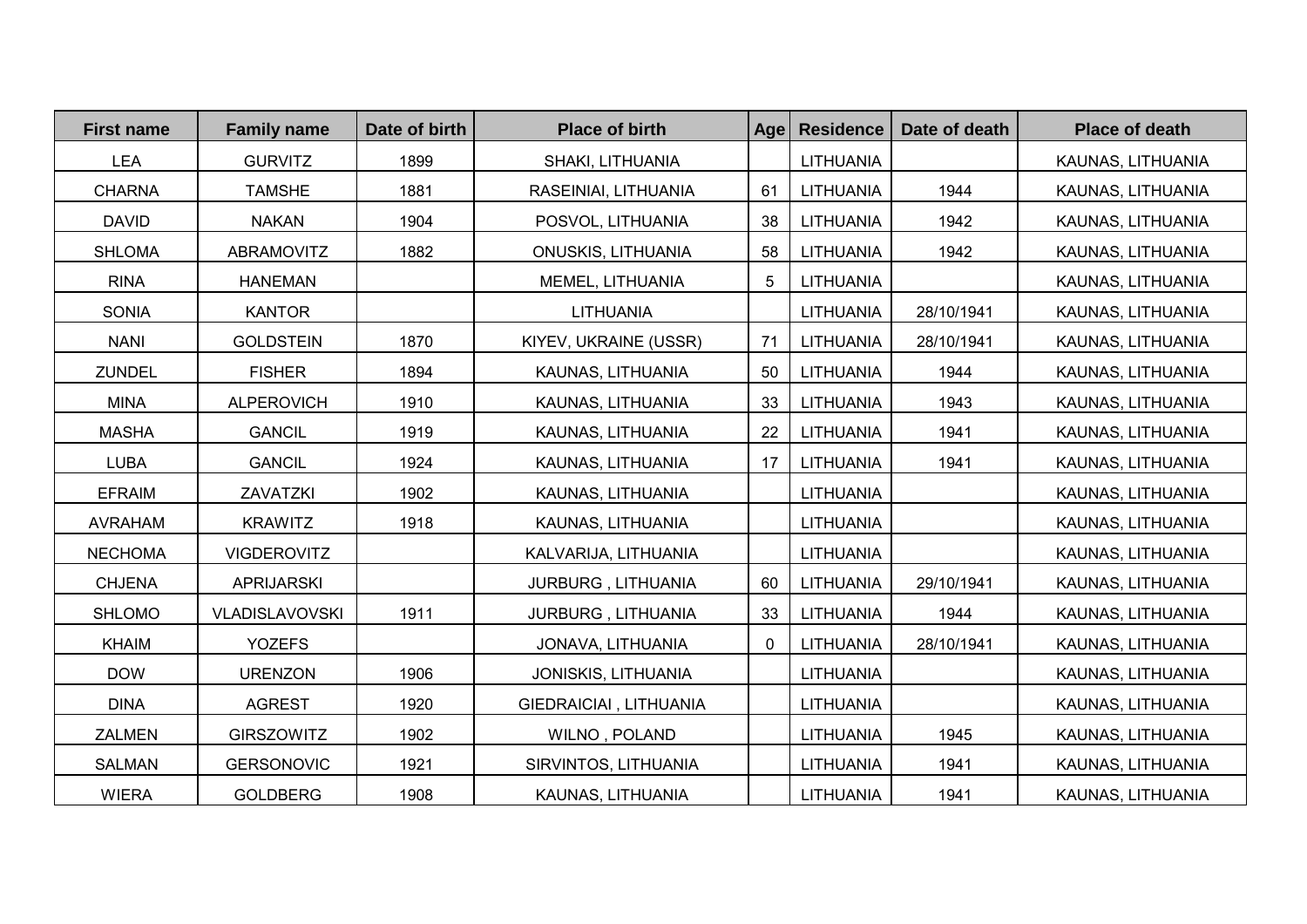| First name | Family name | Date of birth | Place of birth | Age | Residence | Date of death | Place of death |
| --- | --- | --- | --- | --- | --- | --- | --- |
| LEA | GURVITZ | 1899 | SHAKI, LITHUANIA | | LITHUANIA | | KAUNAS, LITHUANIA |
| CHARNA | TAMSHE | 1881 | RASEINIAI, LITHUANIA | 61 | LITHUANIA | 1944 | KAUNAS, LITHUANIA |
| DAVID | NAKAN | 1904 | POSVOL, LITHUANIA | 38 | LITHUANIA | 1942 | KAUNAS, LITHUANIA |
| SHLOMA | ABRAMOVITZ | 1882 | ONUSKIS, LITHUANIA | 58 | LITHUANIA | 1942 | KAUNAS, LITHUANIA |
| RINA | HANEMAN | | MEMEL, LITHUANIA | 5 | LITHUANIA | | KAUNAS, LITHUANIA |
| SONIA | KANTOR | | LITHUANIA | | LITHUANIA | 28/10/1941 | KAUNAS, LITHUANIA |
| NANI | GOLDSTEIN | 1870 | KIYEV, UKRAINE (USSR) | 71 | LITHUANIA | 28/10/1941 | KAUNAS, LITHUANIA |
| ZUNDEL | FISHER | 1894 | KAUNAS, LITHUANIA | 50 | LITHUANIA | 1944 | KAUNAS, LITHUANIA |
| MINA | ALPEROVICH | 1910 | KAUNAS, LITHUANIA | 33 | LITHUANIA | 1943 | KAUNAS, LITHUANIA |
| MASHA | GANCIL | 1919 | KAUNAS, LITHUANIA | 22 | LITHUANIA | 1941 | KAUNAS, LITHUANIA |
| LUBA | GANCIL | 1924 | KAUNAS, LITHUANIA | 17 | LITHUANIA | 1941 | KAUNAS, LITHUANIA |
| EFRAIM | ZAVATZKI | 1902 | KAUNAS, LITHUANIA | | LITHUANIA | | KAUNAS, LITHUANIA |
| AVRAHAM | KRAWITZ | 1918 | KAUNAS, LITHUANIA | | LITHUANIA | | KAUNAS, LITHUANIA |
| NECHOMA | VIGDEROVITZ | | KALVARIJA, LITHUANIA | | LITHUANIA | | KAUNAS, LITHUANIA |
| CHJENA | APRIJARSKI | | JURBURG , LITHUANIA | 60 | LITHUANIA | 29/10/1941 | KAUNAS, LITHUANIA |
| SHLOMO | VLADISLAVOVSKI | 1911 | JURBURG , LITHUANIA | 33 | LITHUANIA | 1944 | KAUNAS, LITHUANIA |
| KHAIM | YOZEFS | | JONAVA, LITHUANIA | 0 | LITHUANIA | 28/10/1941 | KAUNAS, LITHUANIA |
| DOW | URENZON | 1906 | JONISKIS, LITHUANIA | | LITHUANIA | | KAUNAS, LITHUANIA |
| DINA | AGREST | 1920 | GIEDRAICIAI , LITHUANIA | | LITHUANIA | | KAUNAS, LITHUANIA |
| ZALMEN | GIRSZOWITZ | 1902 | WILNO , POLAND | | LITHUANIA | 1945 | KAUNAS, LITHUANIA |
| SALMAN | GERSONOVIC | 1921 | SIRVINTOS, LITHUANIA | | LITHUANIA | 1941 | KAUNAS, LITHUANIA |
| WIERA | GOLDBERG | 1908 | KAUNAS, LITHUANIA | | LITHUANIA | 1941 | KAUNAS, LITHUANIA |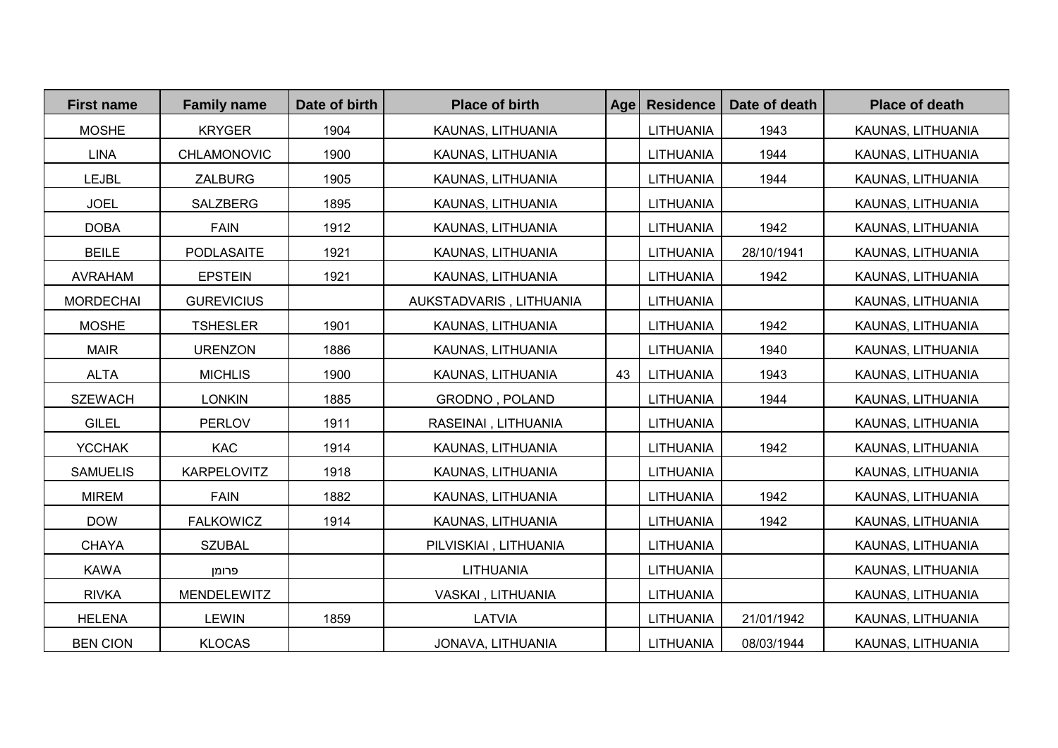| First name | Family name | Date of birth | Place of birth | Age | Residence | Date of death | Place of death |
|---|---|---|---|---|---|---|---|
| MOSHE | KRYGER | 1904 | KAUNAS, LITHUANIA | | LITHUANIA | 1943 | KAUNAS, LITHUANIA |
| LINA | CHLAMONOVIC | 1900 | KAUNAS, LITHUANIA | | LITHUANIA | 1944 | KAUNAS, LITHUANIA |
| LEJBL | ZALBURG | 1905 | KAUNAS, LITHUANIA | | LITHUANIA | 1944 | KAUNAS, LITHUANIA |
| JOEL | SALZBERG | 1895 | KAUNAS, LITHUANIA | | LITHUANIA | | KAUNAS, LITHUANIA |
| DOBA | FAIN | 1912 | KAUNAS, LITHUANIA | | LITHUANIA | 1942 | KAUNAS, LITHUANIA |
| BEILE | PODLASAITE | 1921 | KAUNAS, LITHUANIA | | LITHUANIA | 28/10/1941 | KAUNAS, LITHUANIA |
| AVRAHAM | EPSTEIN | 1921 | KAUNAS, LITHUANIA | | LITHUANIA | 1942 | KAUNAS, LITHUANIA |
| MORDECHAI | GUREVICIUS | | AUKSTADVARIS , LITHUANIA | | LITHUANIA | | KAUNAS, LITHUANIA |
| MOSHE | TSHESLER | 1901 | KAUNAS, LITHUANIA | | LITHUANIA | 1942 | KAUNAS, LITHUANIA |
| MAIR | URENZON | 1886 | KAUNAS, LITHUANIA | | LITHUANIA | 1940 | KAUNAS, LITHUANIA |
| ALTA | MICHLIS | 1900 | KAUNAS, LITHUANIA | 43 | LITHUANIA | 1943 | KAUNAS, LITHUANIA |
| SZEWACH | LONKIN | 1885 | GRODNO , POLAND | | LITHUANIA | 1944 | KAUNAS, LITHUANIA |
| GILEL | PERLOV | 1911 | RASEINAI , LITHUANIA | | LITHUANIA | | KAUNAS, LITHUANIA |
| YCCHAK | KAC | 1914 | KAUNAS, LITHUANIA | | LITHUANIA | 1942 | KAUNAS, LITHUANIA |
| SAMUELIS | KARPELOVITZ | 1918 | KAUNAS, LITHUANIA | | LITHUANIA | | KAUNAS, LITHUANIA |
| MIREM | FAIN | 1882 | KAUNAS, LITHUANIA | | LITHUANIA | 1942 | KAUNAS, LITHUANIA |
| DOW | FALKOWICZ | 1914 | KAUNAS, LITHUANIA | | LITHUANIA | 1942 | KAUNAS, LITHUANIA |
| CHAYA | SZUBAL | | PILVISKIAI , LITHUANIA | | LITHUANIA | | KAUNAS, LITHUANIA |
| KAWA | פרומן | | LITHUANIA | | LITHUANIA | | KAUNAS, LITHUANIA |
| RIVKA | MENDELEWITZ | | VASKAI , LITHUANIA | | LITHUANIA | | KAUNAS, LITHUANIA |
| HELENA | LEWIN | 1859 | LATVIA | | LITHUANIA | 21/01/1942 | KAUNAS, LITHUANIA |
| BEN CION | KLOCAS | | JONAVA, LITHUANIA | | LITHUANIA | 08/03/1944 | KAUNAS, LITHUANIA |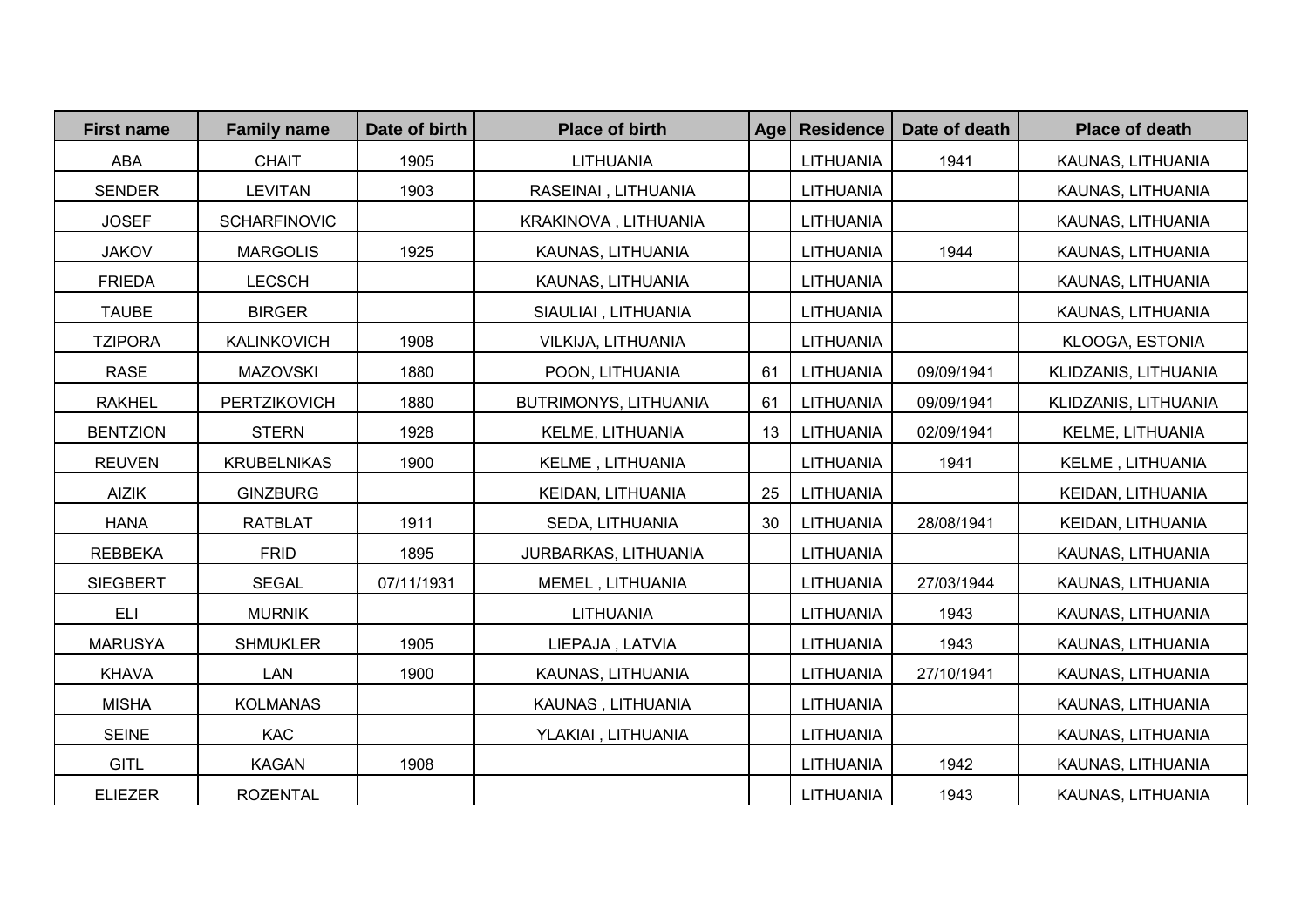| First name | Family name | Date of birth | Place of birth | Age | Residence | Date of death | Place of death |
|---|---|---|---|---|---|---|---|
| ABA | CHAIT | 1905 | LITHUANIA | | LITHUANIA | 1941 | KAUNAS, LITHUANIA |
| SENDER | LEVITAN | 1903 | RASEINAI , LITHUANIA | | LITHUANIA | | KAUNAS, LITHUANIA |
| JOSEF | SCHARFINOVIC | | KRAKINOVA , LITHUANIA | | LITHUANIA | | KAUNAS, LITHUANIA |
| JAKOV | MARGOLIS | 1925 | KAUNAS, LITHUANIA | | LITHUANIA | 1944 | KAUNAS, LITHUANIA |
| FRIEDA | LECSCH | | KAUNAS, LITHUANIA | | LITHUANIA | | KAUNAS, LITHUANIA |
| TAUBE | BIRGER | | SIAULIAI , LITHUANIA | | LITHUANIA | | KAUNAS, LITHUANIA |
| TZIPORA | KALINKOVICH | 1908 | VILKIJA, LITHUANIA | | LITHUANIA | | KLOOGA, ESTONIA |
| RASE | MAZOVSKI | 1880 | POON, LITHUANIA | 61 | LITHUANIA | 09/09/1941 | KLIDZANIS, LITHUANIA |
| RAKHEL | PERTZIKOVICH | 1880 | BUTRIMONYS, LITHUANIA | 61 | LITHUANIA | 09/09/1941 | KLIDZANIS, LITHUANIA |
| BENTZION | STERN | 1928 | KELME, LITHUANIA | 13 | LITHUANIA | 02/09/1941 | KELME, LITHUANIA |
| REUVEN | KRUBELNIKAS | 1900 | KELME , LITHUANIA | | LITHUANIA | 1941 | KELME , LITHUANIA |
| AIZIK | GINZBURG | | KEIDAN, LITHUANIA | 25 | LITHUANIA | | KEIDAN, LITHUANIA |
| HANA | RATBLAT | 1911 | SEDA, LITHUANIA | 30 | LITHUANIA | 28/08/1941 | KEIDAN, LITHUANIA |
| REBBEKA | FRID | 1895 | JURBARKAS, LITHUANIA | | LITHUANIA | | KAUNAS, LITHUANIA |
| SIEGBERT | SEGAL | 07/11/1931 | MEMEL , LITHUANIA | | LITHUANIA | 27/03/1944 | KAUNAS, LITHUANIA |
| ELI | MURNIK | | LITHUANIA | | LITHUANIA | 1943 | KAUNAS, LITHUANIA |
| MARUSYA | SHMUKLER | 1905 | LIEPAJA , LATVIA | | LITHUANIA | 1943 | KAUNAS, LITHUANIA |
| KHAVA | LAN | 1900 | KAUNAS, LITHUANIA | | LITHUANIA | 27/10/1941 | KAUNAS, LITHUANIA |
| MISHA | KOLMANAS | | KAUNAS , LITHUANIA | | LITHUANIA | | KAUNAS, LITHUANIA |
| SEINE | KAC | | YLAKIAI , LITHUANIA | | LITHUANIA | | KAUNAS, LITHUANIA |
| GITL | KAGAN | 1908 | | | LITHUANIA | 1942 | KAUNAS, LITHUANIA |
| ELIEZER | ROZENTAL | | | | LITHUANIA | 1943 | KAUNAS, LITHUANIA |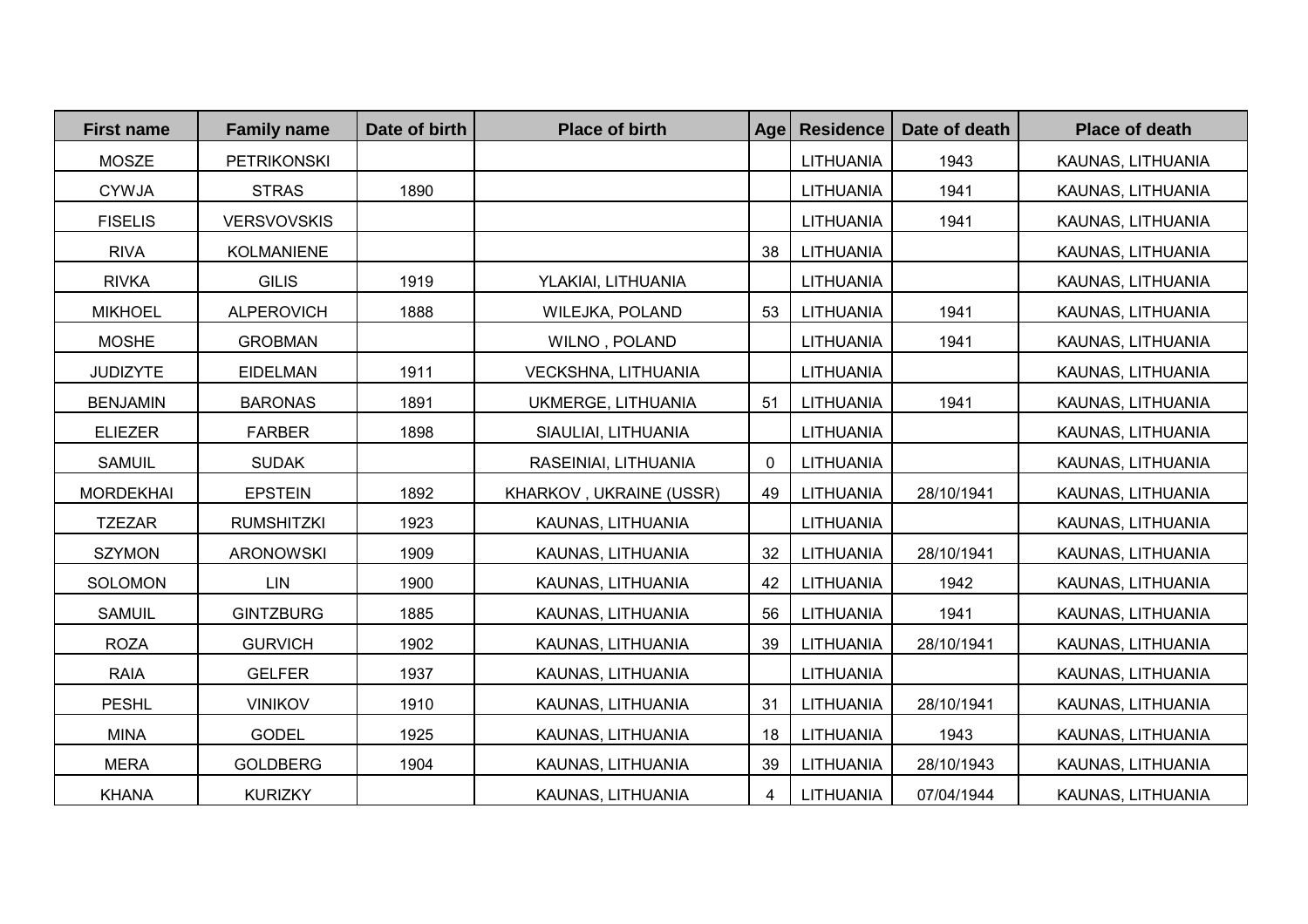| First name | Family name | Date of birth | Place of birth | Age | Residence | Date of death | Place of death |
|---|---|---|---|---|---|---|---|
| MOSZE | PETRIKONSKI | | | | LITHUANIA | 1943 | KAUNAS, LITHUANIA |
| CYWJA | STRAS | 1890 | | | LITHUANIA | 1941 | KAUNAS, LITHUANIA |
| FISELIS | VERSVOVSKIS | | | | LITHUANIA | 1941 | KAUNAS, LITHUANIA |
| RIVA | KOLMANIENE | | | 38 | LITHUANIA | | KAUNAS, LITHUANIA |
| RIVKA | GILIS | 1919 | YLAKIAI, LITHUANIA | | LITHUANIA | | KAUNAS, LITHUANIA |
| MIKHOEL | ALPEROVICH | 1888 | WILEJKA, POLAND | 53 | LITHUANIA | 1941 | KAUNAS, LITHUANIA |
| MOSHE | GROBMAN | | WILNO , POLAND | | LITHUANIA | 1941 | KAUNAS, LITHUANIA |
| JUDIZYTE | EIDELMAN | 1911 | VECKSHNA, LITHUANIA | | LITHUANIA | | KAUNAS, LITHUANIA |
| BENJAMIN | BARONAS | 1891 | UKMERGE, LITHUANIA | 51 | LITHUANIA | 1941 | KAUNAS, LITHUANIA |
| ELIEZER | FARBER | 1898 | SIAULIAI, LITHUANIA | | LITHUANIA | | KAUNAS, LITHUANIA |
| SAMUIL | SUDAK | | RASEINIAI, LITHUANIA | 0 | LITHUANIA | | KAUNAS, LITHUANIA |
| MORDEKHAI | EPSTEIN | 1892 | KHARKOV , UKRAINE (USSR) | 49 | LITHUANIA | 28/10/1941 | KAUNAS, LITHUANIA |
| TZEZAR | RUMSHITZKI | 1923 | KAUNAS, LITHUANIA | | LITHUANIA | | KAUNAS, LITHUANIA |
| SZYMON | ARONOWSKI | 1909 | KAUNAS, LITHUANIA | 32 | LITHUANIA | 28/10/1941 | KAUNAS, LITHUANIA |
| SOLOMON | LIN | 1900 | KAUNAS, LITHUANIA | 42 | LITHUANIA | 1942 | KAUNAS, LITHUANIA |
| SAMUIL | GINTZBURG | 1885 | KAUNAS, LITHUANIA | 56 | LITHUANIA | 1941 | KAUNAS, LITHUANIA |
| ROZA | GURVICH | 1902 | KAUNAS, LITHUANIA | 39 | LITHUANIA | 28/10/1941 | KAUNAS, LITHUANIA |
| RAIA | GELFER | 1937 | KAUNAS, LITHUANIA | | LITHUANIA | | KAUNAS, LITHUANIA |
| PESHL | VINIKOV | 1910 | KAUNAS, LITHUANIA | 31 | LITHUANIA | 28/10/1941 | KAUNAS, LITHUANIA |
| MINA | GODEL | 1925 | KAUNAS, LITHUANIA | 18 | LITHUANIA | 1943 | KAUNAS, LITHUANIA |
| MERA | GOLDBERG | 1904 | KAUNAS, LITHUANIA | 39 | LITHUANIA | 28/10/1943 | KAUNAS, LITHUANIA |
| KHANA | KURIZKY | | KAUNAS, LITHUANIA | 4 | LITHUANIA | 07/04/1944 | KAUNAS, LITHUANIA |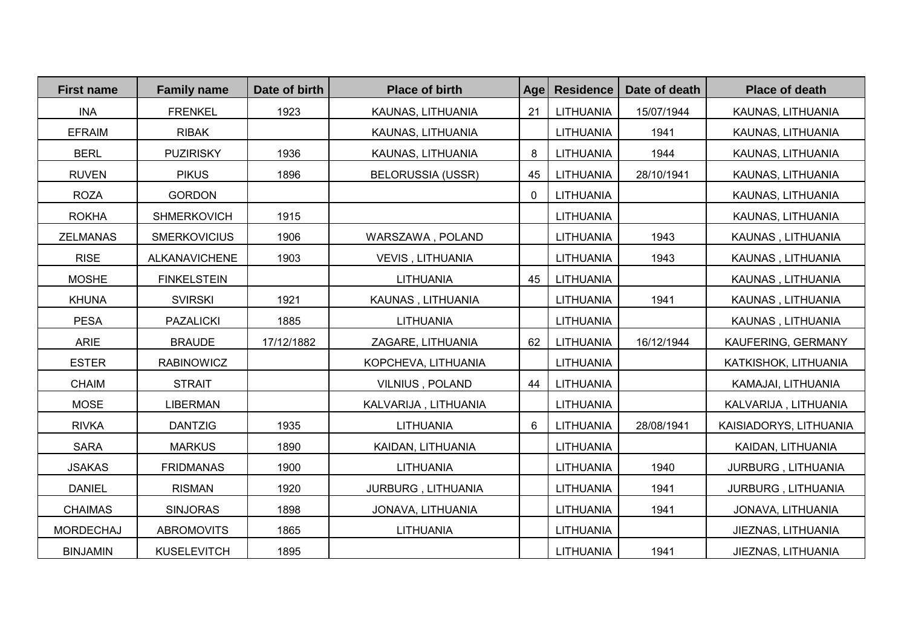| First name | Family name | Date of birth | Place of birth | Age | Residence | Date of death | Place of death |
|---|---|---|---|---|---|---|---|
| INA | FRENKEL | 1923 | KAUNAS, LITHUANIA | 21 | LITHUANIA | 15/07/1944 | KAUNAS, LITHUANIA |
| EFRAIM | RIBAK | | KAUNAS, LITHUANIA | | LITHUANIA | 1941 | KAUNAS, LITHUANIA |
| BERL | PUZIRISKY | 1936 | KAUNAS, LITHUANIA | 8 | LITHUANIA | 1944 | KAUNAS, LITHUANIA |
| RUVEN | PIKUS | 1896 | BELORUSSIA (USSR) | 45 | LITHUANIA | 28/10/1941 | KAUNAS, LITHUANIA |
| ROZA | GORDON | | | 0 | LITHUANIA | | KAUNAS, LITHUANIA |
| ROKHA | SHMERKOVICH | 1915 | | | LITHUANIA | | KAUNAS, LITHUANIA |
| ZELMANAS | SMERKOVICIUS | 1906 | WARSZAWA , POLAND | | LITHUANIA | 1943 | KAUNAS , LITHUANIA |
| RISE | ALKANAVICHENE | 1903 | VEVIS , LITHUANIA | | LITHUANIA | 1943 | KAUNAS , LITHUANIA |
| MOSHE | FINKELSTEIN | | LITHUANIA | 45 | LITHUANIA | | KAUNAS , LITHUANIA |
| KHUNA | SVIRSKI | 1921 | KAUNAS , LITHUANIA | | LITHUANIA | 1941 | KAUNAS , LITHUANIA |
| PESA | PAZALICKI | 1885 | LITHUANIA | | LITHUANIA | | KAUNAS , LITHUANIA |
| ARIE | BRAUDE | 17/12/1882 | ZAGARE, LITHUANIA | 62 | LITHUANIA | 16/12/1944 | KAUFERING, GERMANY |
| ESTER | RABINOWICZ | | KOPCHEVA, LITHUANIA | | LITHUANIA | | KATKISHOK, LITHUANIA |
| CHAIM | STRAIT | | VILNIUS , POLAND | 44 | LITHUANIA | | KAMAJAI, LITHUANIA |
| MOSE | LIBERMAN | | KALVARIJA , LITHUANIA | | LITHUANIA | | KALVARIJA , LITHUANIA |
| RIVKA | DANTZIG | 1935 | LITHUANIA | 6 | LITHUANIA | 28/08/1941 | KAISIADORYS, LITHUANIA |
| SARA | MARKUS | 1890 | KAIDAN, LITHUANIA | | LITHUANIA | | KAIDAN, LITHUANIA |
| JSAKAS | FRIDMANAS | 1900 | LITHUANIA | | LITHUANIA | 1940 | JURBURG , LITHUANIA |
| DANIEL | RISMAN | 1920 | JURBURG , LITHUANIA | | LITHUANIA | 1941 | JURBURG , LITHUANIA |
| CHAIMAS | SINJORAS | 1898 | JONAVA, LITHUANIA | | LITHUANIA | 1941 | JONAVA, LITHUANIA |
| MORDECHAJ | ABROMOVITS | 1865 | LITHUANIA | | LITHUANIA | | JIEZNAS, LITHUANIA |
| BINJAMIN | KUSELEVITCH | 1895 | | | LITHUANIA | 1941 | JIEZNAS, LITHUANIA |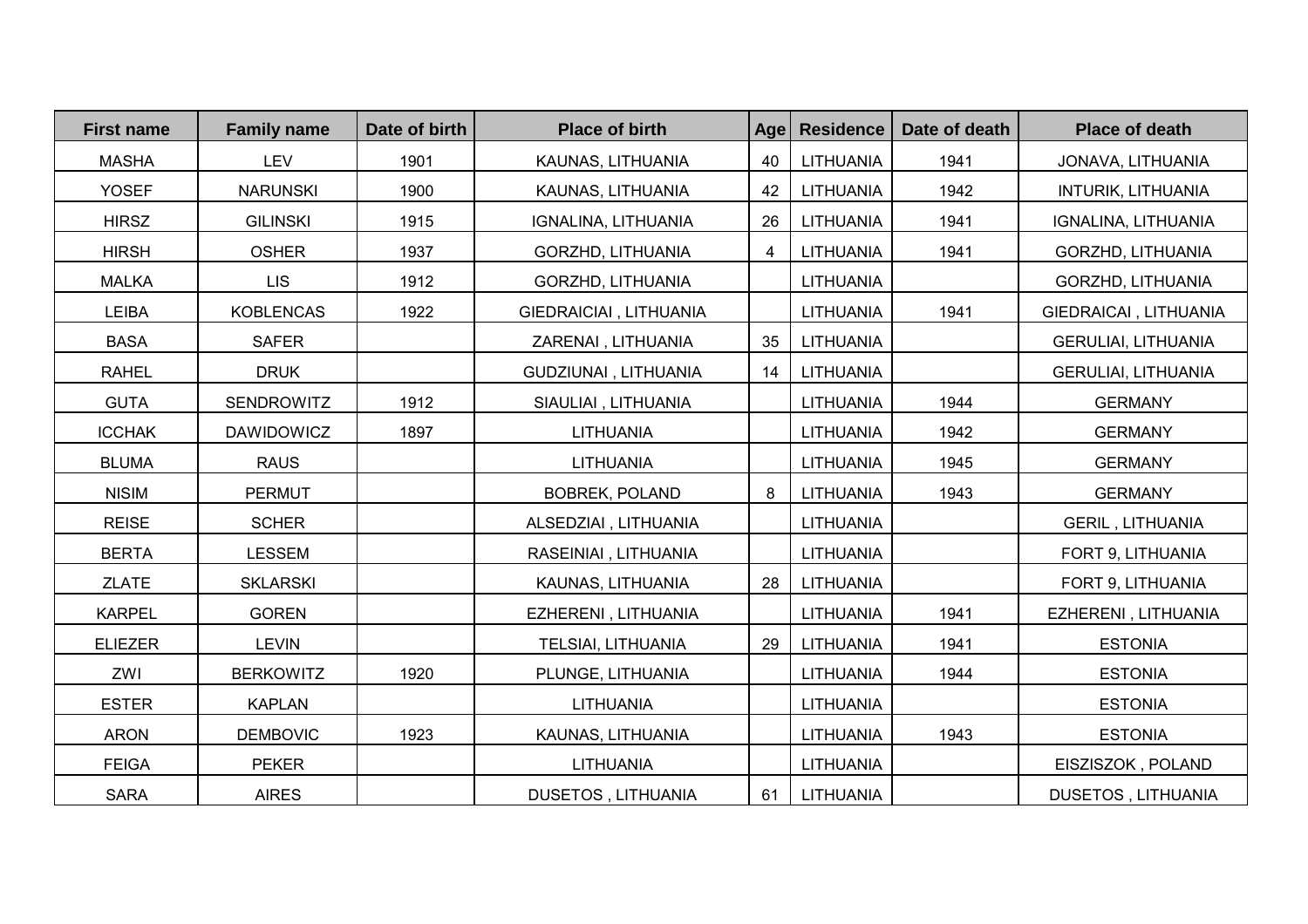| First name | Family name | Date of birth | Place of birth | Age | Residence | Date of death | Place of death |
|---|---|---|---|---|---|---|---|
| MASHA | LEV | 1901 | KAUNAS, LITHUANIA | 40 | LITHUANIA | 1941 | JONAVA, LITHUANIA |
| YOSEF | NARUNSKI | 1900 | KAUNAS, LITHUANIA | 42 | LITHUANIA | 1942 | INTURIK, LITHUANIA |
| HIRSZ | GILINSKI | 1915 | IGNALINA, LITHUANIA | 26 | LITHUANIA | 1941 | IGNALINA, LITHUANIA |
| HIRSH | OSHER | 1937 | GORZHD, LITHUANIA | 4 | LITHUANIA | 1941 | GORZHD, LITHUANIA |
| MALKA | LIS | 1912 | GORZHD, LITHUANIA | | LITHUANIA | | GORZHD, LITHUANIA |
| LEIBA | KOBLENCAS | 1922 | GIEDRAICIAI , LITHUANIA | | LITHUANIA | 1941 | GIEDRAICAI , LITHUANIA |
| BASA | SAFER | | ZARENAI , LITHUANIA | 35 | LITHUANIA | | GERULIAI, LITHUANIA |
| RAHEL | DRUK | | GUDZIUNAI , LITHUANIA | 14 | LITHUANIA | | GERULIAI, LITHUANIA |
| GUTA | SENDROWITZ | 1912 | SIAULIAI , LITHUANIA | | LITHUANIA | 1944 | GERMANY |
| ICCHAK | DAWIDOWICZ | 1897 | LITHUANIA | | LITHUANIA | 1942 | GERMANY |
| BLUMA | RAUS | | LITHUANIA | | LITHUANIA | 1945 | GERMANY |
| NISIM | PERMUT | | BOBREK, POLAND | 8 | LITHUANIA | 1943 | GERMANY |
| REISE | SCHER | | ALSEDZIAI , LITHUANIA | | LITHUANIA | | GERIL , LITHUANIA |
| BERTA | LESSEM | | RASEINIAI , LITHUANIA | | LITHUANIA | | FORT 9, LITHUANIA |
| ZLATE | SKLARSKI | | KAUNAS, LITHUANIA | 28 | LITHUANIA | | FORT 9, LITHUANIA |
| KARPEL | GOREN | | EZHERENI , LITHUANIA | | LITHUANIA | 1941 | EZHERENI , LITHUANIA |
| ELIEZER | LEVIN | | TELSIAI, LITHUANIA | 29 | LITHUANIA | 1941 | ESTONIA |
| ZWI | BERKOWITZ | 1920 | PLUNGE, LITHUANIA | | LITHUANIA | 1944 | ESTONIA |
| ESTER | KAPLAN | | LITHUANIA | | LITHUANIA | | ESTONIA |
| ARON | DEMBOVIC | 1923 | KAUNAS, LITHUANIA | | LITHUANIA | 1943 | ESTONIA |
| FEIGA | PEKER | | LITHUANIA | | LITHUANIA | | EISZISZOK , POLAND |
| SARA | AIRES | | DUSETOS , LITHUANIA | 61 | LITHUANIA | | DUSETOS , LITHUANIA |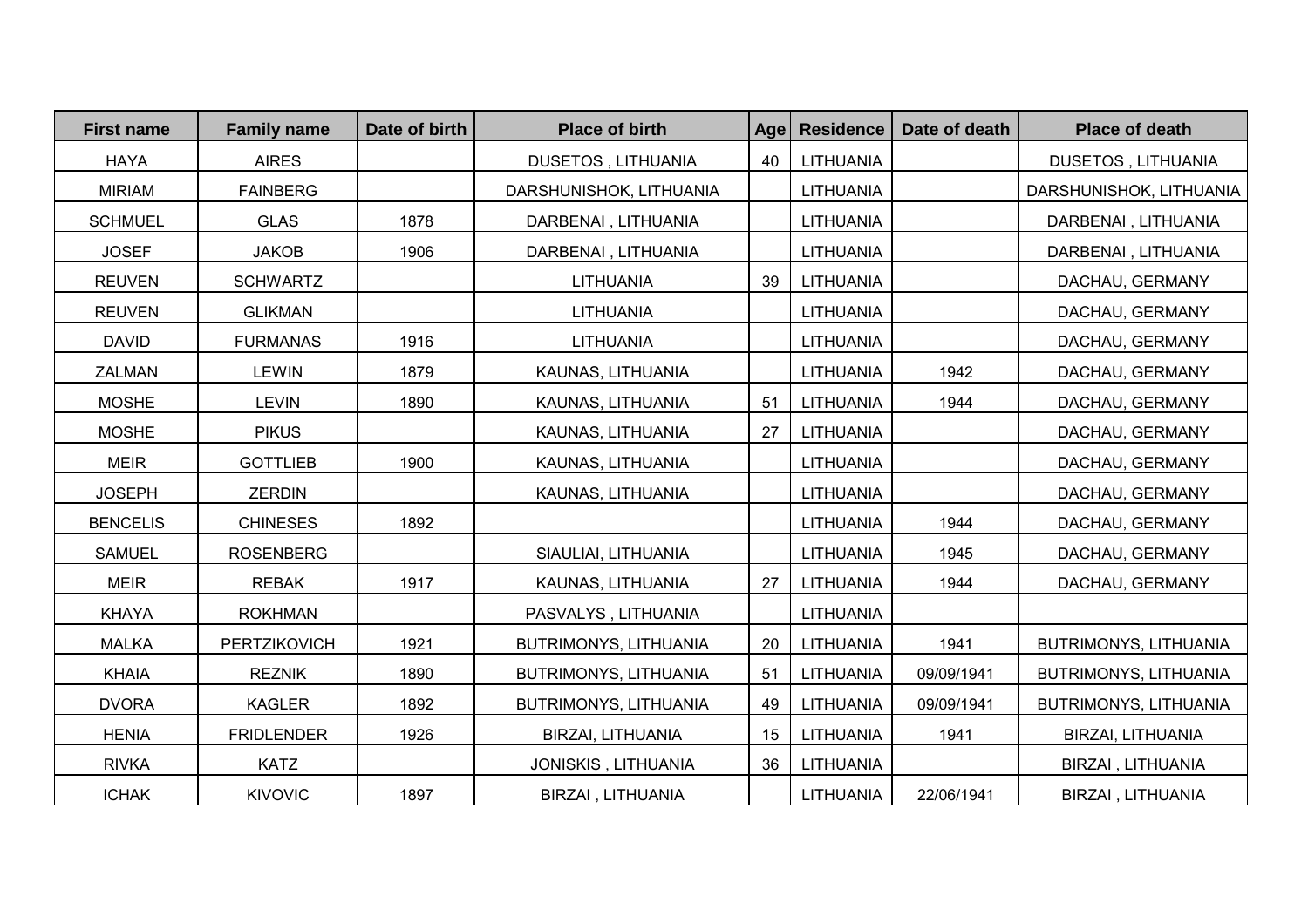| First name | Family name | Date of birth | Place of birth | Age | Residence | Date of death | Place of death |
| --- | --- | --- | --- | --- | --- | --- | --- |
| HAYA | AIRES | | DUSETOS , LITHUANIA | 40 | LITHUANIA | | DUSETOS , LITHUANIA |
| MIRIAM | FAINBERG | | DARSHUNISHOK, LITHUANIA | | LITHUANIA | | DARSHUNISHOK, LITHUANIA |
| SCHMUEL | GLAS | 1878 | DARBENAI , LITHUANIA | | LITHUANIA | | DARBENAI , LITHUANIA |
| JOSEF | JAKOB | 1906 | DARBENAI , LITHUANIA | | LITHUANIA | | DARBENAI , LITHUANIA |
| REUVEN | SCHWARTZ | | LITHUANIA | 39 | LITHUANIA | | DACHAU, GERMANY |
| REUVEN | GLIKMAN | | LITHUANIA | | LITHUANIA | | DACHAU, GERMANY |
| DAVID | FURMANAS | 1916 | LITHUANIA | | LITHUANIA | | DACHAU, GERMANY |
| ZALMAN | LEWIN | 1879 | KAUNAS, LITHUANIA | | LITHUANIA | 1942 | DACHAU, GERMANY |
| MOSHE | LEVIN | 1890 | KAUNAS, LITHUANIA | 51 | LITHUANIA | 1944 | DACHAU, GERMANY |
| MOSHE | PIKUS | | KAUNAS, LITHUANIA | 27 | LITHUANIA | | DACHAU, GERMANY |
| MEIR | GOTTLIEB | 1900 | KAUNAS, LITHUANIA | | LITHUANIA | | DACHAU, GERMANY |
| JOSEPH | ZERDIN | | KAUNAS, LITHUANIA | | LITHUANIA | | DACHAU, GERMANY |
| BENCELIS | CHINESES | 1892 | | | LITHUANIA | 1944 | DACHAU, GERMANY |
| SAMUEL | ROSENBERG | | SIAULIAI, LITHUANIA | | LITHUANIA | 1945 | DACHAU, GERMANY |
| MEIR | REBAK | 1917 | KAUNAS, LITHUANIA | 27 | LITHUANIA | 1944 | DACHAU, GERMANY |
| KHAYA | ROKHMAN | | PASVALYS , LITHUANIA | | LITHUANIA | | |
| MALKA | PERTZIKOVICH | 1921 | BUTRIMONYS, LITHUANIA | 20 | LITHUANIA | 1941 | BUTRIMONYS, LITHUANIA |
| KHAIA | REZNIK | 1890 | BUTRIMONYS, LITHUANIA | 51 | LITHUANIA | 09/09/1941 | BUTRIMONYS, LITHUANIA |
| DVORA | KAGLER | 1892 | BUTRIMONYS, LITHUANIA | 49 | LITHUANIA | 09/09/1941 | BUTRIMONYS, LITHUANIA |
| HENIA | FRIDLENDER | 1926 | BIRZAI, LITHUANIA | 15 | LITHUANIA | 1941 | BIRZAI, LITHUANIA |
| RIVKA | KATZ | | JONISKIS , LITHUANIA | 36 | LITHUANIA | | BIRZAI , LITHUANIA |
| ICHAK | KIVOVIC | 1897 | BIRZAI , LITHUANIA | | LITHUANIA | 22/06/1941 | BIRZAI , LITHUANIA |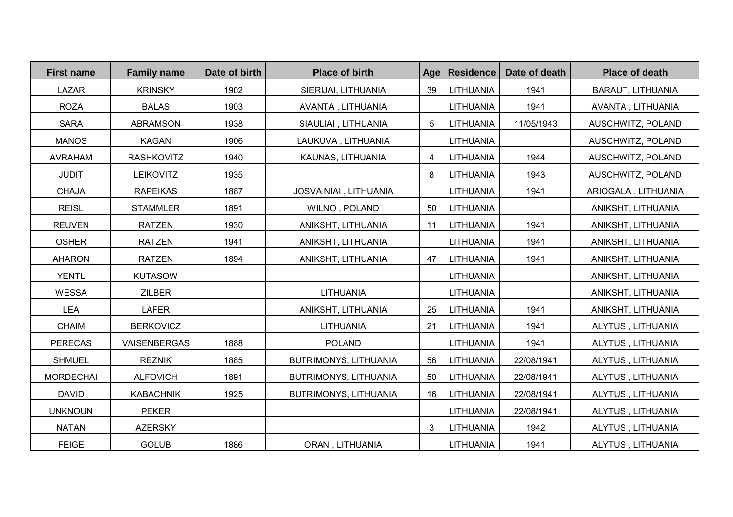| First name | Family name | Date of birth | Place of birth | Age | Residence | Date of death | Place of death |
| --- | --- | --- | --- | --- | --- | --- | --- |
| LAZAR | KRINSKY | 1902 | SIERIJAI, LITHUANIA | 39 | LITHUANIA | 1941 | BARAUT, LITHUANIA |
| ROZA | BALAS | 1903 | AVANTA , LITHUANIA | | LITHUANIA | 1941 | AVANTA , LITHUANIA |
| SARA | ABRAMSON | 1938 | SIAULIAI , LITHUANIA | 5 | LITHUANIA | 11/05/1943 | AUSCHWITZ, POLAND |
| MANOS | KAGAN | 1906 | LAUKUVA , LITHUANIA | | LITHUANIA | | AUSCHWITZ, POLAND |
| AVRAHAM | RASHKOVITZ | 1940 | KAUNAS, LITHUANIA | 4 | LITHUANIA | 1944 | AUSCHWITZ, POLAND |
| JUDIT | LEIKOVITZ | 1935 | | 8 | LITHUANIA | 1943 | AUSCHWITZ, POLAND |
| CHAJA | RAPEIKAS | 1887 | JOSVAINIAI , LITHUANIA | | LITHUANIA | 1941 | ARIOGALA , LITHUANIA |
| REISL | STAMMLER | 1891 | WILNO , POLAND | 50 | LITHUANIA | | ANIKSHT, LITHUANIA |
| REUVEN | RATZEN | 1930 | ANIKSHT, LITHUANIA | 11 | LITHUANIA | 1941 | ANIKSHT, LITHUANIA |
| OSHER | RATZEN | 1941 | ANIKSHT, LITHUANIA | | LITHUANIA | 1941 | ANIKSHT, LITHUANIA |
| AHARON | RATZEN | 1894 | ANIKSHT, LITHUANIA | 47 | LITHUANIA | 1941 | ANIKSHT, LITHUANIA |
| YENTL | KUTASOW | | | | LITHUANIA | | ANIKSHT, LITHUANIA |
| WESSA | ZILBER | | LITHUANIA | | LITHUANIA | | ANIKSHT, LITHUANIA |
| LEA | LAFER | | ANIKSHT, LITHUANIA | 25 | LITHUANIA | 1941 | ANIKSHT, LITHUANIA |
| CHAIM | BERKOVICZ | | LITHUANIA | 21 | LITHUANIA | 1941 | ALYTUS , LITHUANIA |
| PERECAS | VAISENBERGAS | 1888 | POLAND | | LITHUANIA | 1941 | ALYTUS , LITHUANIA |
| SHMUEL | REZNIK | 1885 | BUTRIMONYS, LITHUANIA | 56 | LITHUANIA | 22/08/1941 | ALYTUS , LITHUANIA |
| MORDECHAI | ALFOVICH | 1891 | BUTRIMONYS, LITHUANIA | 50 | LITHUANIA | 22/08/1941 | ALYTUS , LITHUANIA |
| DAVID | KABACHNIK | 1925 | BUTRIMONYS, LITHUANIA | 16 | LITHUANIA | 22/08/1941 | ALYTUS , LITHUANIA |
| UNKNOUN | PEKER | | | | LITHUANIA | 22/08/1941 | ALYTUS , LITHUANIA |
| NATAN | AZERSKY | | | 3 | LITHUANIA | 1942 | ALYTUS , LITHUANIA |
| FEIGE | GOLUB | 1886 | ORAN , LITHUANIA | | LITHUANIA | 1941 | ALYTUS , LITHUANIA |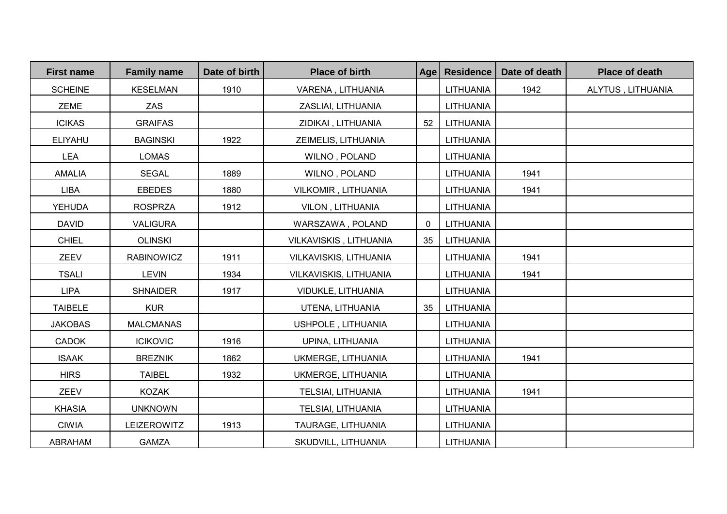| First name | Family name | Date of birth | Place of birth | Age | Residence | Date of death | Place of death |
|---|---|---|---|---|---|---|---|
| SCHEINE | KESELMAN | 1910 | VARENA , LITHUANIA | | LITHUANIA | 1942 | ALYTUS , LITHUANIA |
| ZEME | ZAS | | ZASLIAI, LITHUANIA | | LITHUANIA | | |
| ICIKAS | GRAIFAS | | ZIDIKAI , LITHUANIA | 52 | LITHUANIA | | |
| ELIYAHU | BAGINSKI | 1922 | ZEIMELIS, LITHUANIA | | LITHUANIA | | |
| LEA | LOMAS | | WILNO , POLAND | | LITHUANIA | | |
| AMALIA | SEGAL | 1889 | WILNO , POLAND | | LITHUANIA | 1941 | |
| LIBA | EBEDES | 1880 | VILKOMIR , LITHUANIA | | LITHUANIA | 1941 | |
| YEHUDA | ROSPRZA | 1912 | VILON , LITHUANIA | | LITHUANIA | | |
| DAVID | VALIGURA | | WARSZAWA , POLAND | 0 | LITHUANIA | | |
| CHIEL | OLINSKI | | VILKAVISKIS , LITHUANIA | 35 | LITHUANIA | | |
| ZEEV | RABINOWICZ | 1911 | VILKAVISKIS, LITHUANIA | | LITHUANIA | 1941 | |
| TSALI | LEVIN | 1934 | VILKAVISKIS, LITHUANIA | | LITHUANIA | 1941 | |
| LIPA | SHNAIDER | 1917 | VIDUKLE, LITHUANIA | | LITHUANIA | | |
| TAIBELE | KUR | | UTENA, LITHUANIA | 35 | LITHUANIA | | |
| JAKOBAS | MALCMANAS | | USHPOLE , LITHUANIA | | LITHUANIA | | |
| CADOK | ICIKOVIC | 1916 | UPINA, LITHUANIA | | LITHUANIA | | |
| ISAAK | BREZNIK | 1862 | UKMERGE, LITHUANIA | | LITHUANIA | 1941 | |
| HIRS | TAIBEL | 1932 | UKMERGE, LITHUANIA | | LITHUANIA | | |
| ZEEV | KOZAK | | TELSIAI, LITHUANIA | | LITHUANIA | 1941 | |
| KHASIA | UNKNOWN | | TELSIAI, LITHUANIA | | LITHUANIA | | |
| CIWIA | LEIZEROWITZ | 1913 | TAURAGE, LITHUANIA | | LITHUANIA | | |
| ABRAHAM | GAMZA | | SKUDVILL, LITHUANIA | | LITHUANIA | | |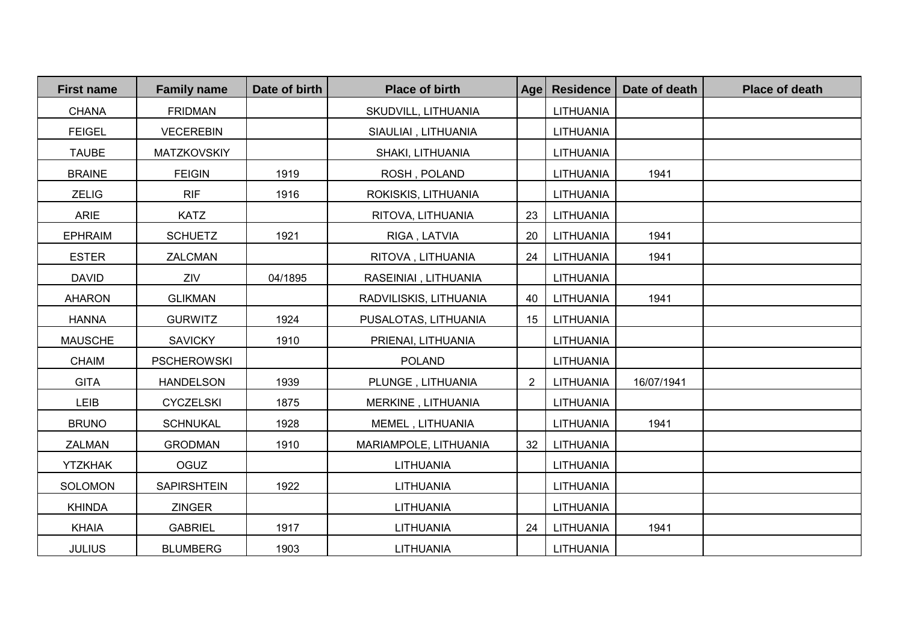| First name | Family name | Date of birth | Place of birth | Age | Residence | Date of death | Place of death |
|---|---|---|---|---|---|---|---|
| CHANA | FRIDMAN | | SKUDVILL, LITHUANIA | | LITHUANIA | | |
| FEIGEL | VECEREBIN | | SIAULIAI , LITHUANIA | | LITHUANIA | | |
| TAUBE | MATZKOVSKIY | | SHAKI, LITHUANIA | | LITHUANIA | | |
| BRAINE | FEIGIN | 1919 | ROSH , POLAND | | LITHUANIA | 1941 | |
| ZELIG | RIF | 1916 | ROKISKIS, LITHUANIA | | LITHUANIA | | |
| ARIE | KATZ | | RITOVA, LITHUANIA | 23 | LITHUANIA | | |
| EPHRAIM | SCHUETZ | 1921 | RIGA , LATVIA | 20 | LITHUANIA | 1941 | |
| ESTER | ZALCMAN | | RITOVA , LITHUANIA | 24 | LITHUANIA | 1941 | |
| DAVID | ZIV | 04/1895 | RASEINIAI , LITHUANIA | | LITHUANIA | | |
| AHARON | GLIKMAN | | RADVILISKIS, LITHUANIA | 40 | LITHUANIA | 1941 | |
| HANNA | GURWITZ | 1924 | PUSALOTAS, LITHUANIA | 15 | LITHUANIA | | |
| MAUSCHE | SAVICKY | 1910 | PRIENAI, LITHUANIA | | LITHUANIA | | |
| CHAIM | PSCHEROWSKI | | POLAND | | LITHUANIA | | |
| GITA | HANDELSON | 1939 | PLUNGE , LITHUANIA | 2 | LITHUANIA | 16/07/1941 | |
| LEIB | CYCZELSKI | 1875 | MERKINE , LITHUANIA | | LITHUANIA | | |
| BRUNO | SCHNUKAL | 1928 | MEMEL , LITHUANIA | | LITHUANIA | 1941 | |
| ZALMAN | GRODMAN | 1910 | MARIAMPOLE, LITHUANIA | 32 | LITHUANIA | | |
| YTZKHAK | OGUZ | | LITHUANIA | | LITHUANIA | | |
| SOLOMON | SAPIRSHTEIN | 1922 | LITHUANIA | | LITHUANIA | | |
| KHINDA | ZINGER | | LITHUANIA | | LITHUANIA | | |
| KHAIA | GABRIEL | 1917 | LITHUANIA | 24 | LITHUANIA | 1941 | |
| JULIUS | BLUMBERG | 1903 | LITHUANIA | | LITHUANIA | | |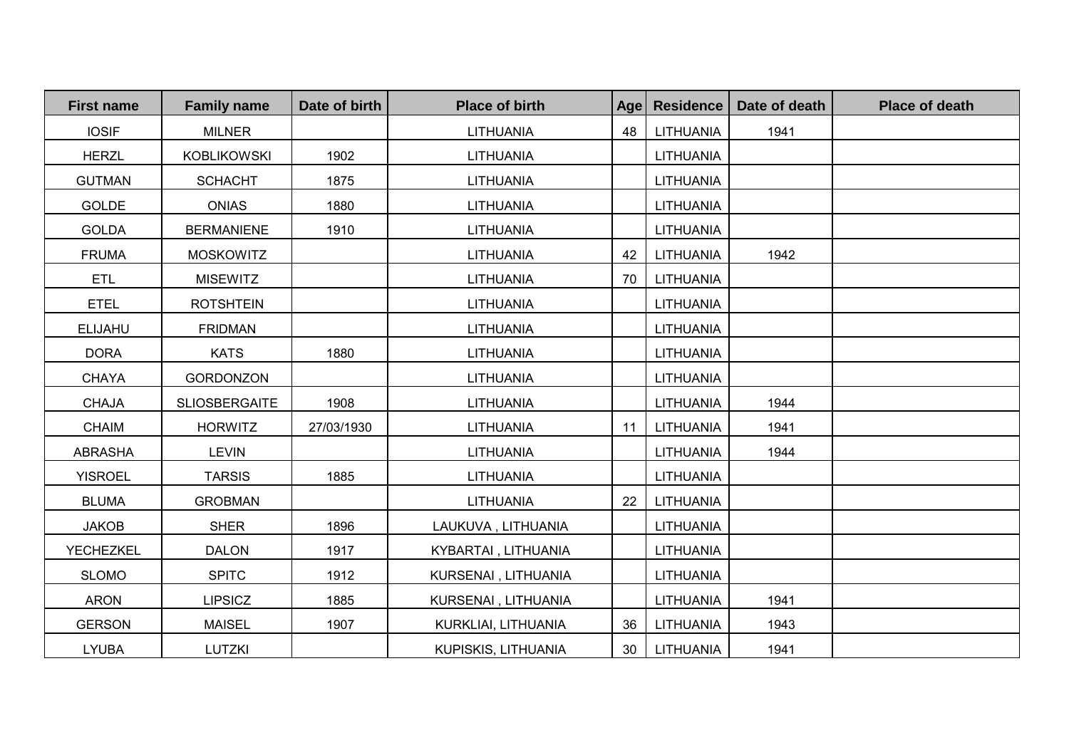| First name | Family name | Date of birth | Place of birth | Age | Residence | Date of death | Place of death |
|---|---|---|---|---|---|---|---|
| IOSIF | MILNER | | LITHUANIA | 48 | LITHUANIA | 1941 | |
| HERZL | KOBLIKOWSKI | 1902 | LITHUANIA | | LITHUANIA | | |
| GUTMAN | SCHACHT | 1875 | LITHUANIA | | LITHUANIA | | |
| GOLDE | ONIAS | 1880 | LITHUANIA | | LITHUANIA | | |
| GOLDA | BERMANIENE | 1910 | LITHUANIA | | LITHUANIA | | |
| FRUMA | MOSKOWITZ | | LITHUANIA | 42 | LITHUANIA | 1942 | |
| ETL | MISEWITZ | | LITHUANIA | 70 | LITHUANIA | | |
| ETEL | ROTSHTEIN | | LITHUANIA | | LITHUANIA | | |
| ELIJAHU | FRIDMAN | | LITHUANIA | | LITHUANIA | | |
| DORA | KATS | 1880 | LITHUANIA | | LITHUANIA | | |
| CHAYA | GORDONZON | | LITHUANIA | | LITHUANIA | | |
| CHAJA | SLIOSBERGAITE | 1908 | LITHUANIA | | LITHUANIA | 1944 | |
| CHAIM | HORWITZ | 27/03/1930 | LITHUANIA | 11 | LITHUANIA | 1941 | |
| ABRASHA | LEVIN | | LITHUANIA | | LITHUANIA | 1944 | |
| YISROEL | TARSIS | 1885 | LITHUANIA | | LITHUANIA | | |
| BLUMA | GROBMAN | | LITHUANIA | 22 | LITHUANIA | | |
| JAKOB | SHER | 1896 | LAUKUVA , LITHUANIA | | LITHUANIA | | |
| YECHEZKEL | DALON | 1917 | KYBARTAI , LITHUANIA | | LITHUANIA | | |
| SLOMO | SPITC | 1912 | KURSENAI , LITHUANIA | | LITHUANIA | | |
| ARON | LIPSICZ | 1885 | KURSENAI , LITHUANIA | | LITHUANIA | 1941 | |
| GERSON | MAISEL | 1907 | KURKLIAI, LITHUANIA | 36 | LITHUANIA | 1943 | |
| LYUBA | LUTZKI | | KUPISKIS, LITHUANIA | 30 | LITHUANIA | 1941 | |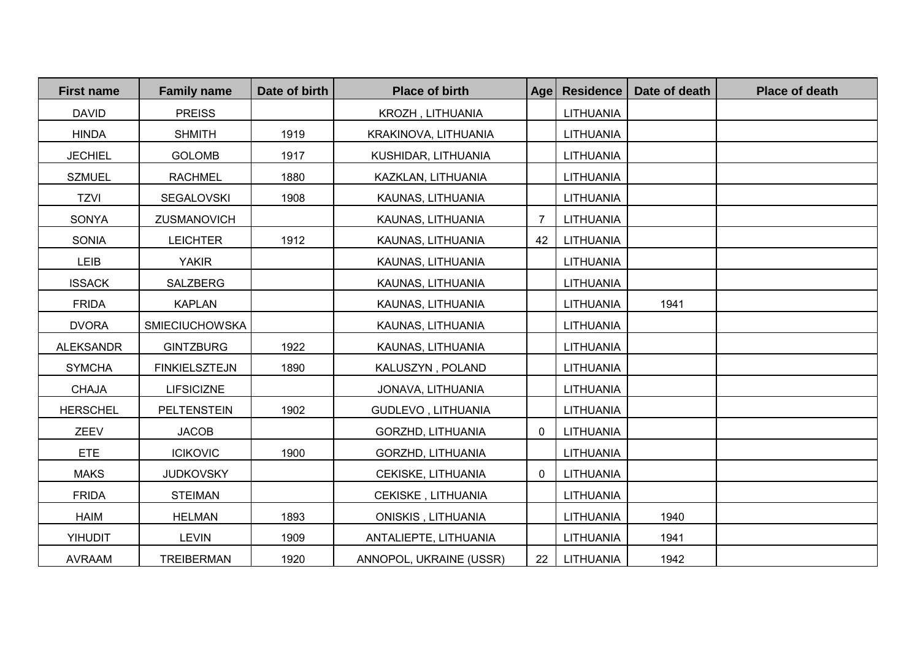| First name | Family name | Date of birth | Place of birth | Age | Residence | Date of death | Place of death |
|---|---|---|---|---|---|---|---|
| DAVID | PREISS | | KROZH , LITHUANIA | | LITHUANIA | | |
| HINDA | SHMITH | 1919 | KRAKINOVA, LITHUANIA | | LITHUANIA | | |
| JECHIEL | GOLOMB | 1917 | KUSHIDAR, LITHUANIA | | LITHUANIA | | |
| SZMUEL | RACHMEL | 1880 | KAZKLAN, LITHUANIA | | LITHUANIA | | |
| TZVI | SEGALOVSKI | 1908 | KAUNAS, LITHUANIA | | LITHUANIA | | |
| SONYA | ZUSMANOVICH | | KAUNAS, LITHUANIA | 7 | LITHUANIA | | |
| SONIA | LEICHTER | 1912 | KAUNAS, LITHUANIA | 42 | LITHUANIA | | |
| LEIB | YAKIR | | KAUNAS, LITHUANIA | | LITHUANIA | | |
| ISSACK | SALZBERG | | KAUNAS, LITHUANIA | | LITHUANIA | | |
| FRIDA | KAPLAN | | KAUNAS, LITHUANIA | | LITHUANIA | 1941 | |
| DVORA | SMIECIUCHOWSKA | | KAUNAS, LITHUANIA | | LITHUANIA | | |
| ALEKSANDR | GINTZBURG | 1922 | KAUNAS, LITHUANIA | | LITHUANIA | | |
| SYMCHA | FINKIELSZTEJN | 1890 | KALUSZYN , POLAND | | LITHUANIA | | |
| CHAJA | LIFSICIZNE | | JONAVA, LITHUANIA | | LITHUANIA | | |
| HERSCHEL | PELTENSTEIN | 1902 | GUDLEVO , LITHUANIA | | LITHUANIA | | |
| ZEEV | JACOB | | GORZHD, LITHUANIA | 0 | LITHUANIA | | |
| ETE | ICIKOVIC | 1900 | GORZHD, LITHUANIA | | LITHUANIA | | |
| MAKS | JUDKOVSKY | | CEKISKE, LITHUANIA | 0 | LITHUANIA | | |
| FRIDA | STEIMAN | | CEKISKE , LITHUANIA | | LITHUANIA | | |
| HAIM | HELMAN | 1893 | ONISKIS , LITHUANIA | | LITHUANIA | 1940 | |
| YIHUDIT | LEVIN | 1909 | ANTALIEPTE, LITHUANIA | | LITHUANIA | 1941 | |
| AVRAAM | TREIBERMAN | 1920 | ANNOPOL, UKRAINE (USSR) | 22 | LITHUANIA | 1942 | |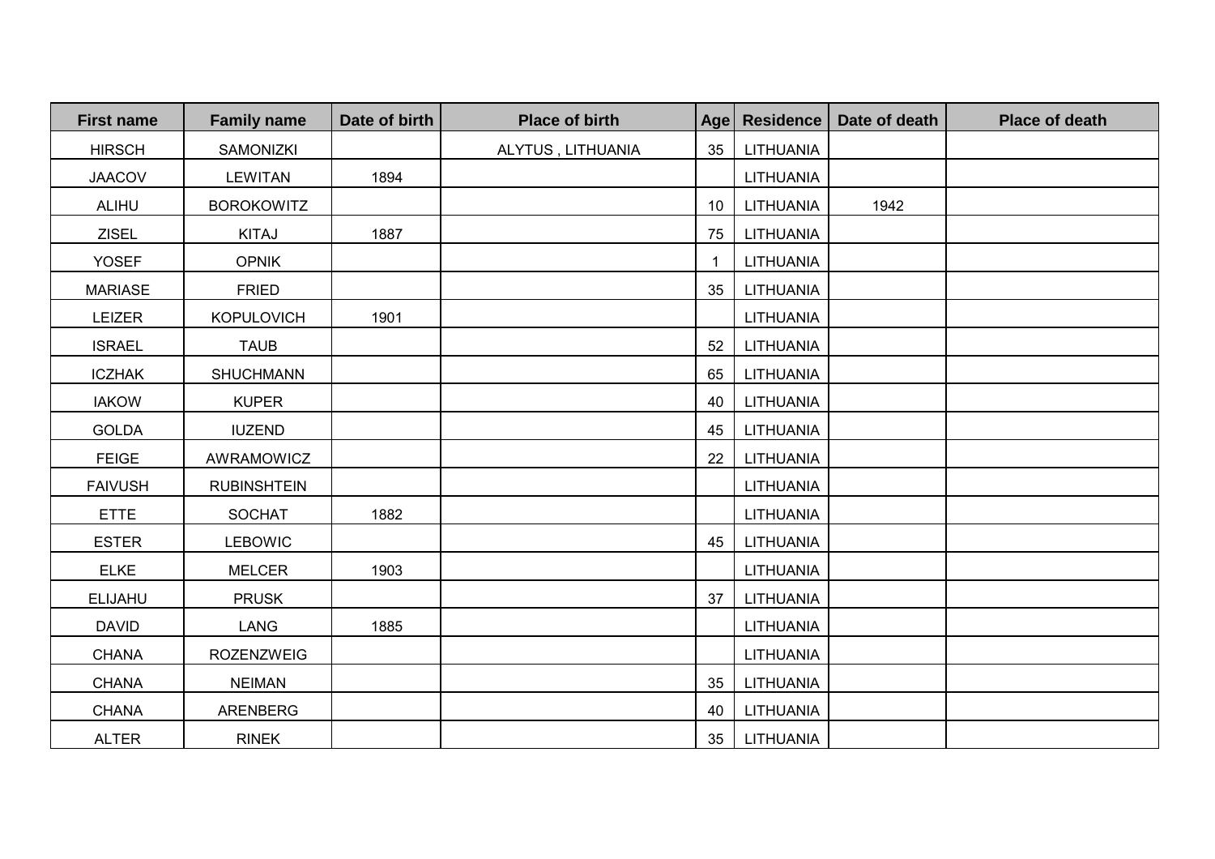| First name | Family name | Date of birth | Place of birth | Age | Residence | Date of death | Place of death |
|---|---|---|---|---|---|---|---|
| HIRSCH | SAMONIZKI | | ALYTUS , LITHUANIA | 35 | LITHUANIA | | |
| JAACOV | LEWITAN | 1894 | | | LITHUANIA | | |
| ALIHU | BOROKOWITZ | | | 10 | LITHUANIA | 1942 | |
| ZISEL | KITAJ | 1887 | | 75 | LITHUANIA | | |
| YOSEF | OPNIK | | | 1 | LITHUANIA | | |
| MARIASE | FRIED | | | 35 | LITHUANIA | | |
| LEIZER | KOPULOVICH | 1901 | | | LITHUANIA | | |
| ISRAEL | TAUB | | | 52 | LITHUANIA | | |
| ICZHAK | SHUCHMANN | | | 65 | LITHUANIA | | |
| IAKOW | KUPER | | | 40 | LITHUANIA | | |
| GOLDA | IUZEND | | | 45 | LITHUANIA | | |
| FEIGE | AWRAMOWICZ | | | 22 | LITHUANIA | | |
| FAIVUSH | RUBINSHTEIN | | | | LITHUANIA | | |
| ETTE | SOCHAT | 1882 | | | LITHUANIA | | |
| ESTER | LEBOWIC | | | 45 | LITHUANIA | | |
| ELKE | MELCER | 1903 | | | LITHUANIA | | |
| ELIJAHU | PRUSK | | | 37 | LITHUANIA | | |
| DAVID | LANG | 1885 | | | LITHUANIA | | |
| CHANA | ROZENZWEIG | | | | LITHUANIA | | |
| CHANA | NEIMAN | | | 35 | LITHUANIA | | |
| CHANA | ARENBERG | | | 40 | LITHUANIA | | |
| ALTER | RINEK | | | 35 | LITHUANIA | | |